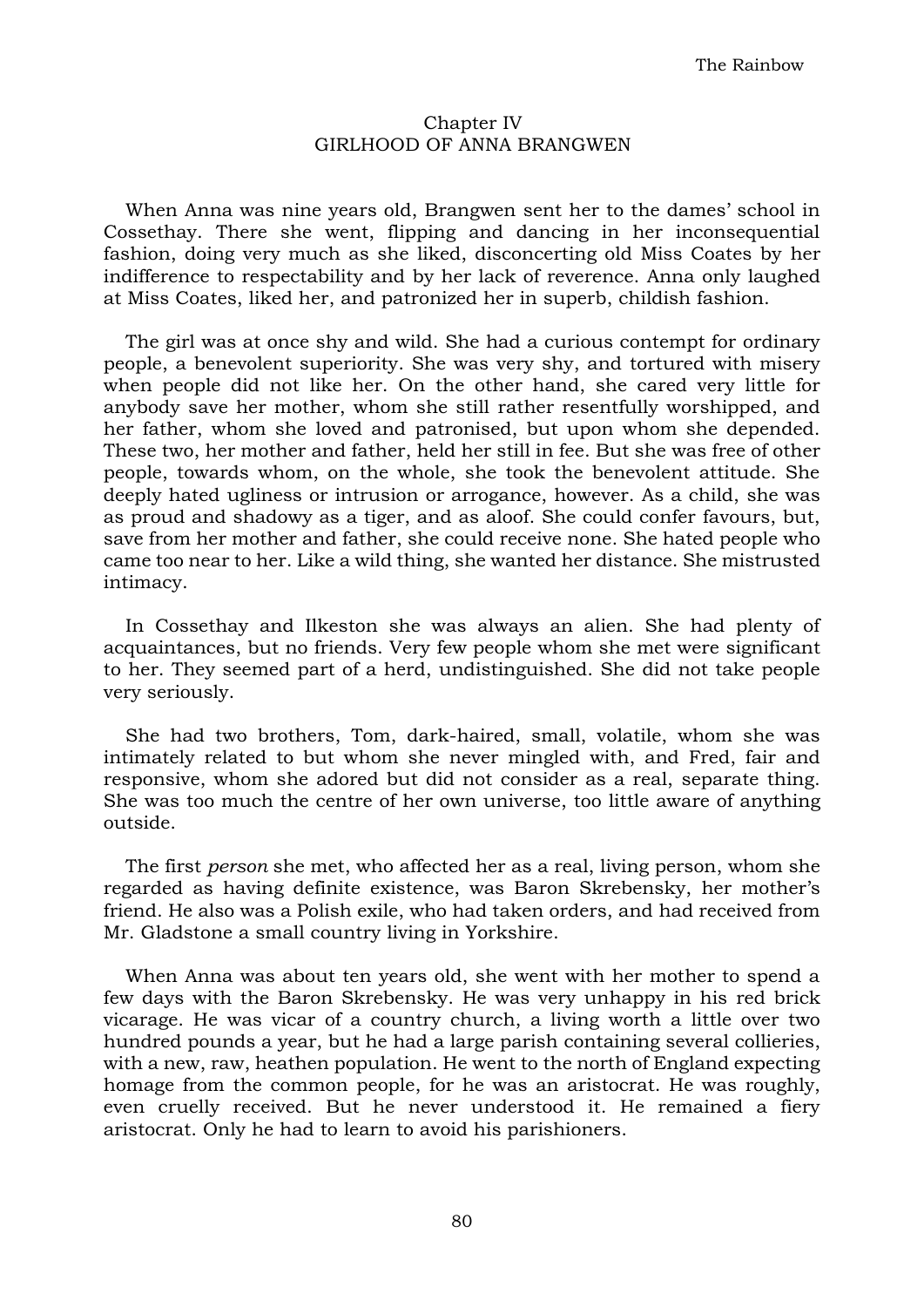## Chapter IV
## GIRLHOOD OF ANNA BRANGWEN

When Anna was nine years old, Brangwen sent her to the dames' school in Cossethay. There she went, flipping and dancing in her inconsequential fashion, doing very much as she liked, disconcerting old Miss Coates by her indifference to respectability and by her lack of reverence. Anna only laughed at Miss Coates, liked her, and patronized her in superb, childish fashion.

The girl was at once shy and wild. She had a curious contempt for ordinary people, a benevolent superiority. She was very shy, and tortured with misery when people did not like her. On the other hand, she cared very little for anybody save her mother, whom she still rather resentfully worshipped, and her father, whom she loved and patronised, but upon whom she depended. These two, her mother and father, held her still in fee. But she was free of other people, towards whom, on the whole, she took the benevolent attitude. She deeply hated ugliness or intrusion or arrogance, however. As a child, she was as proud and shadowy as a tiger, and as aloof. She could confer favours, but, save from her mother and father, she could receive none. She hated people who came too near to her. Like a wild thing, she wanted her distance. She mistrusted intimacy.

In Cossethay and Ilkeston she was always an alien. She had plenty of acquaintances, but no friends. Very few people whom she met were significant to her. They seemed part of a herd, undistinguished. She did not take people very seriously.

She had two brothers, Tom, dark-haired, small, volatile, whom she was intimately related to but whom she never mingled with, and Fred, fair and responsive, whom she adored but did not consider as a real, separate thing. She was too much the centre of her own universe, too little aware of anything outside.

The first *person* she met, who affected her as a real, living person, whom she regarded as having definite existence, was Baron Skrebensky, her mother's friend. He also was a Polish exile, who had taken orders, and had received from Mr. Gladstone a small country living in Yorkshire.

When Anna was about ten years old, she went with her mother to spend a few days with the Baron Skrebensky. He was very unhappy in his red brick vicarage. He was vicar of a country church, a living worth a little over two hundred pounds a year, but he had a large parish containing several collieries, with a new, raw, heathen population. He went to the north of England expecting homage from the common people, for he was an aristocrat. He was roughly, even cruelly received. But he never understood it. He remained a fiery aristocrat. Only he had to learn to avoid his parishioners.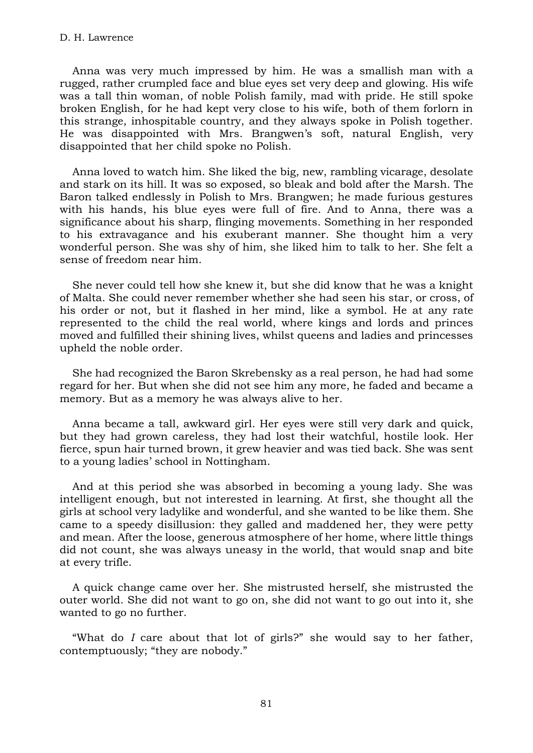Anna was very much impressed by him. He was a smallish man with a rugged, rather crumpled face and blue eyes set very deep and glowing. His wife was a tall thin woman, of noble Polish family, mad with pride. He still spoke broken English, for he had kept very close to his wife, both of them forlorn in this strange, inhospitable country, and they always spoke in Polish together. He was disappointed with Mrs. Brangwen's soft, natural English, very disappointed that her child spoke no Polish.

Anna loved to watch him. She liked the big, new, rambling vicarage, desolate and stark on its hill. It was so exposed, so bleak and bold after the Marsh. The Baron talked endlessly in Polish to Mrs. Brangwen; he made furious gestures with his hands, his blue eyes were full of fire. And to Anna, there was a significance about his sharp, flinging movements. Something in her responded to his extravagance and his exuberant manner. She thought him a very wonderful person. She was shy of him, she liked him to talk to her. She felt a sense of freedom near him.

She never could tell how she knew it, but she did know that he was a knight of Malta. She could never remember whether she had seen his star, or cross, of his order or not, but it flashed in her mind, like a symbol. He at any rate represented to the child the real world, where kings and lords and princes moved and fulfilled their shining lives, whilst queens and ladies and princesses upheld the noble order.

She had recognized the Baron Skrebensky as a real person, he had had some regard for her. But when she did not see him any more, he faded and became a memory. But as a memory he was always alive to her.

Anna became a tall, awkward girl. Her eyes were still very dark and quick, but they had grown careless, they had lost their watchful, hostile look. Her fierce, spun hair turned brown, it grew heavier and was tied back. She was sent to a young ladies' school in Nottingham.

And at this period she was absorbed in becoming a young lady. She was intelligent enough, but not interested in learning. At first, she thought all the girls at school very ladylike and wonderful, and she wanted to be like them. She came to a speedy disillusion: they galled and maddened her, they were petty and mean. After the loose, generous atmosphere of her home, where little things did not count, she was always uneasy in the world, that would snap and bite at every trifle.

A quick change came over her. She mistrusted herself, she mistrusted the outer world. She did not want to go on, she did not want to go out into it, she wanted to go no further.

"What do *I* care about that lot of girls?" she would say to her father, contemptuously; "they are nobody."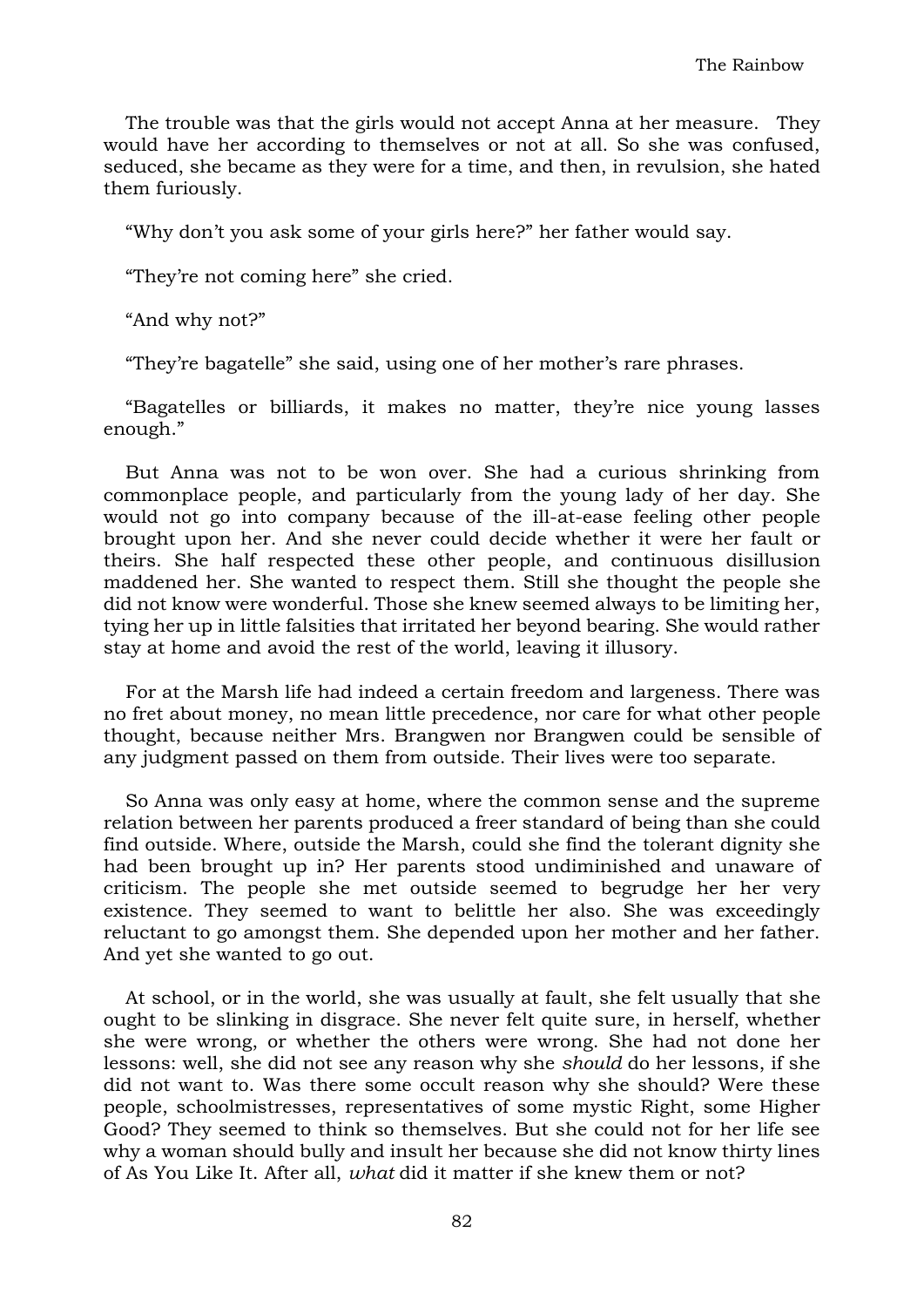The trouble was that the girls would not accept Anna at her measure. They would have her according to themselves or not at all. So she was confused, seduced, she became as they were for a time, and then, in revulsion, she hated them furiously.

“Why don’t you ask some of your girls here?” her father would say.

“They’re not coming here” she cried.

“And why not?”

“They’re bagatelle” she said, using one of her mother’s rare phrases.

“Bagatelles or billiards, it makes no matter, they’re nice young lasses enough.”

But Anna was not to be won over. She had a curious shrinking from commonplace people, and particularly from the young lady of her day. She would not go into company because of the ill-at-ease feeling other people brought upon her. And she never could decide whether it were her fault or theirs. She half respected these other people, and continuous disillusion maddened her. She wanted to respect them. Still she thought the people she did not know were wonderful. Those she knew seemed always to be limiting her, tying her up in little falsities that irritated her beyond bearing. She would rather stay at home and avoid the rest of the world, leaving it illusory.

For at the Marsh life had indeed a certain freedom and largeness. There was no fret about money, no mean little precedence, nor care for what other people thought, because neither Mrs. Brangwen nor Brangwen could be sensible of any judgment passed on them from outside. Their lives were too separate.

So Anna was only easy at home, where the common sense and the supreme relation between her parents produced a freer standard of being than she could find outside. Where, outside the Marsh, could she find the tolerant dignity she had been brought up in? Her parents stood undiminished and unaware of criticism. The people she met outside seemed to begrudge her her very existence. They seemed to want to belittle her also. She was exceedingly reluctant to go amongst them. She depended upon her mother and her father. And yet she wanted to go out.

At school, or in the world, she was usually at fault, she felt usually that she ought to be slinking in disgrace. She never felt quite sure, in herself, whether she were wrong, or whether the others were wrong. She had not done her lessons: well, she did not see any reason why she *should* do her lessons, if she did not want to. Was there some occult reason why she should? Were these people, schoolmistresses, representatives of some mystic Right, some Higher Good? They seemed to think so themselves. But she could not for her life see why a woman should bully and insult her because she did not know thirty lines of As You Like It. After all, *what* did it matter if she knew them or not?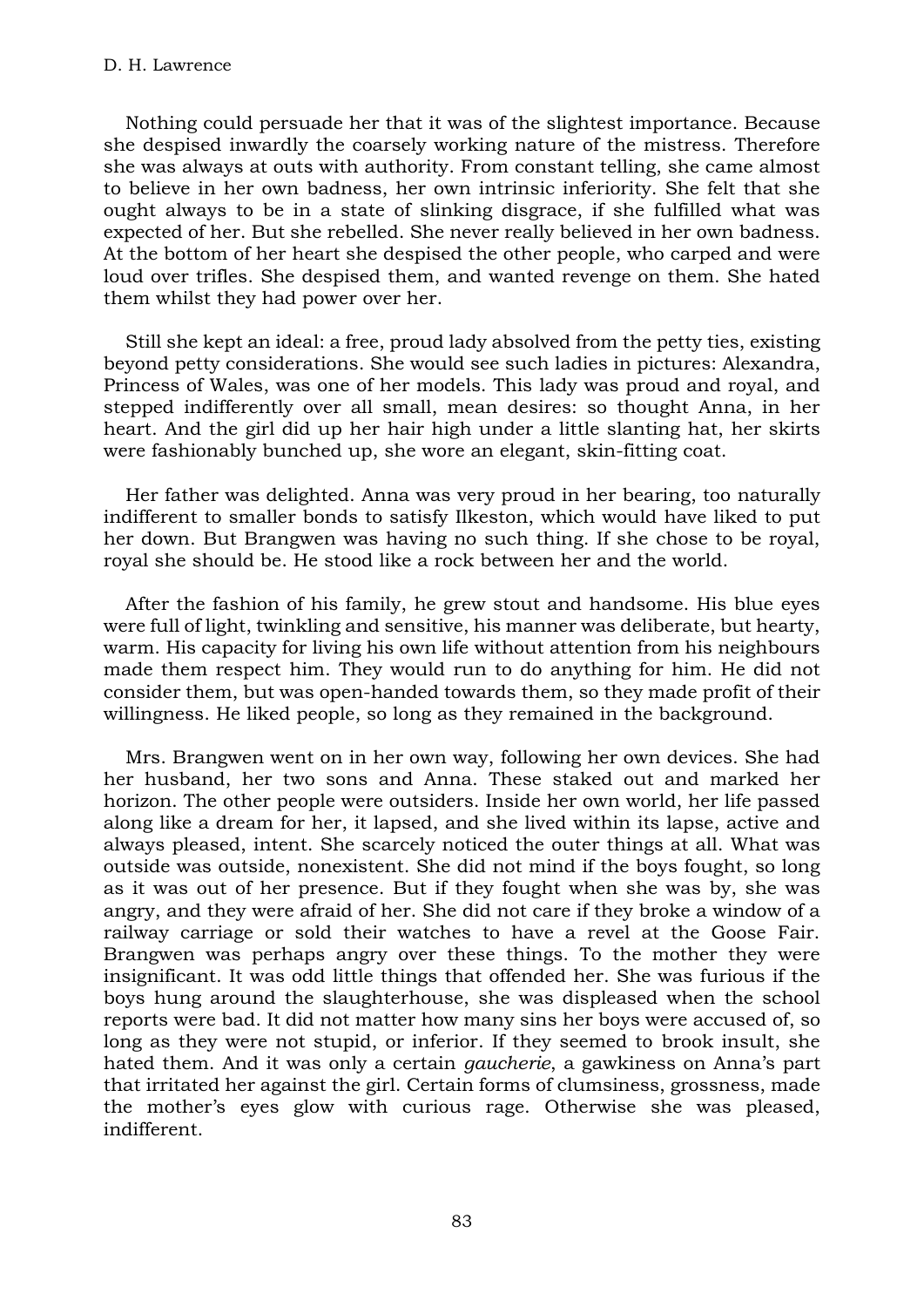Nothing could persuade her that it was of the slightest importance. Because she despised inwardly the coarsely working nature of the mistress. Therefore she was always at outs with authority. From constant telling, she came almost to believe in her own badness, her own intrinsic inferiority. She felt that she ought always to be in a state of slinking disgrace, if she fulfilled what was expected of her. But she rebelled. She never really believed in her own badness. At the bottom of her heart she despised the other people, who carped and were loud over trifles. She despised them, and wanted revenge on them. She hated them whilst they had power over her.

Still she kept an ideal: a free, proud lady absolved from the petty ties, existing beyond petty considerations. She would see such ladies in pictures: Alexandra, Princess of Wales, was one of her models. This lady was proud and royal, and stepped indifferently over all small, mean desires: so thought Anna, in her heart. And the girl did up her hair high under a little slanting hat, her skirts were fashionably bunched up, she wore an elegant, skin-fitting coat.

Her father was delighted. Anna was very proud in her bearing, too naturally indifferent to smaller bonds to satisfy Ilkeston, which would have liked to put her down. But Brangwen was having no such thing. If she chose to be royal, royal she should be. He stood like a rock between her and the world.

After the fashion of his family, he grew stout and handsome. His blue eyes were full of light, twinkling and sensitive, his manner was deliberate, but hearty, warm. His capacity for living his own life without attention from his neighbours made them respect him. They would run to do anything for him. He did not consider them, but was open-handed towards them, so they made profit of their willingness. He liked people, so long as they remained in the background.

Mrs. Brangwen went on in her own way, following her own devices. She had her husband, her two sons and Anna. These staked out and marked her horizon. The other people were outsiders. Inside her own world, her life passed along like a dream for her, it lapsed, and she lived within its lapse, active and always pleased, intent. She scarcely noticed the outer things at all. What was outside was outside, nonexistent. She did not mind if the boys fought, so long as it was out of her presence. But if they fought when she was by, she was angry, and they were afraid of her. She did not care if they broke a window of a railway carriage or sold their watches to have a revel at the Goose Fair. Brangwen was perhaps angry over these things. To the mother they were insignificant. It was odd little things that offended her. She was furious if the boys hung around the slaughterhouse, she was displeased when the school reports were bad. It did not matter how many sins her boys were accused of, so long as they were not stupid, or inferior. If they seemed to brook insult, she hated them. And it was only a certain *gaucherie*, a gawkiness on Anna's part that irritated her against the girl. Certain forms of clumsiness, grossness, made the mother's eyes glow with curious rage. Otherwise she was pleased, indifferent.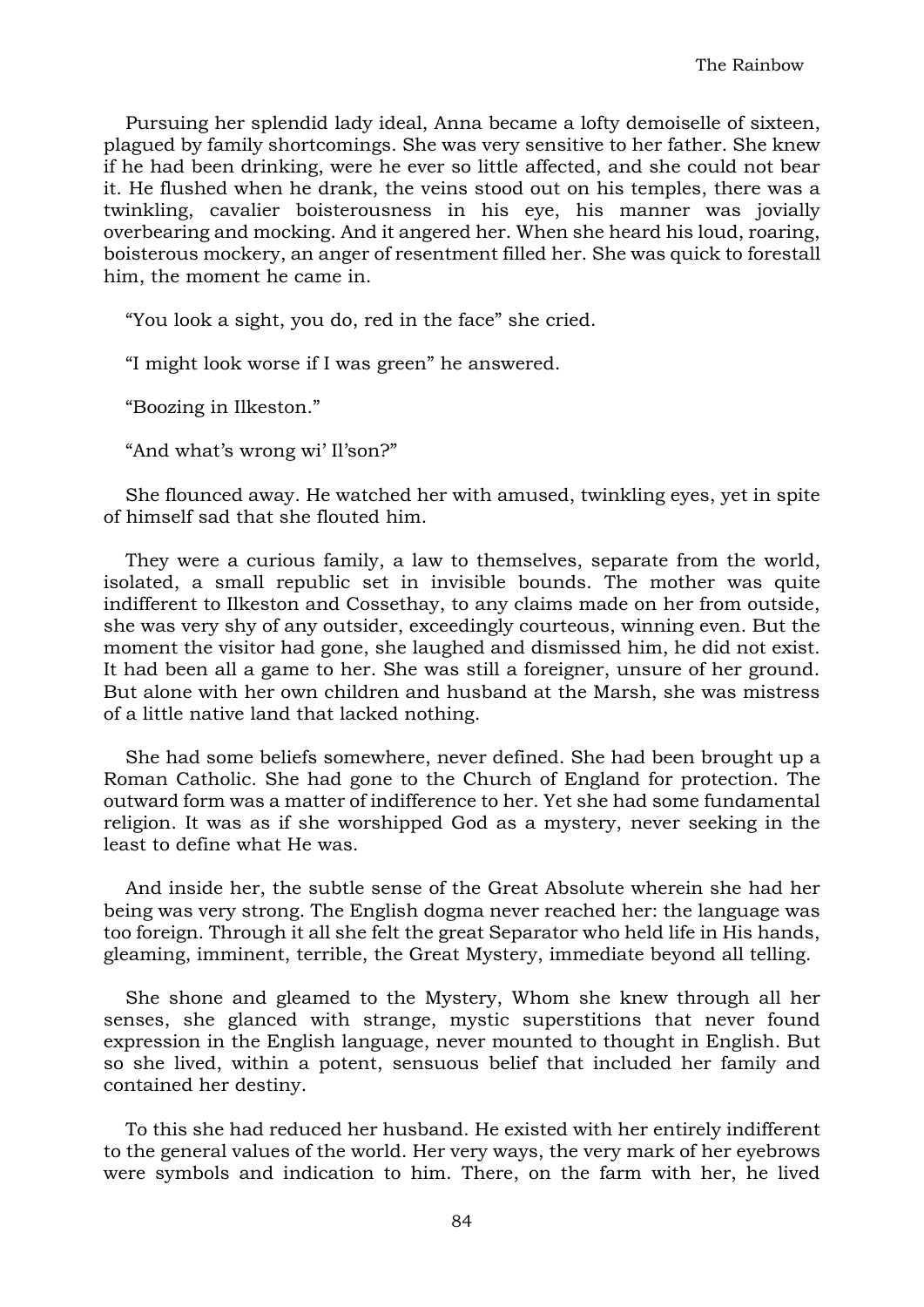Pursuing her splendid lady ideal, Anna became a lofty demoiselle of sixteen, plagued by family shortcomings. She was very sensitive to her father. She knew if he had been drinking, were he ever so little affected, and she could not bear it. He flushed when he drank, the veins stood out on his temples, there was a twinkling, cavalier boisterousness in his eye, his manner was jovially overbearing and mocking. And it angered her. When she heard his loud, roaring, boisterous mockery, an anger of resentment filled her. She was quick to forestall him, the moment he came in.

"You look a sight, you do, red in the face" she cried.

"I might look worse if I was green" he answered.

"Boozing in Ilkeston."

"And what's wrong wi' Il'son?"

She flounced away. He watched her with amused, twinkling eyes, yet in spite of himself sad that she flouted him.

They were a curious family, a law to themselves, separate from the world, isolated, a small republic set in invisible bounds. The mother was quite indifferent to Ilkeston and Cossethay, to any claims made on her from outside, she was very shy of any outsider, exceedingly courteous, winning even. But the moment the visitor had gone, she laughed and dismissed him, he did not exist. It had been all a game to her. She was still a foreigner, unsure of her ground. But alone with her own children and husband at the Marsh, she was mistress of a little native land that lacked nothing.

She had some beliefs somewhere, never defined. She had been brought up a Roman Catholic. She had gone to the Church of England for protection. The outward form was a matter of indifference to her. Yet she had some fundamental religion. It was as if she worshipped God as a mystery, never seeking in the least to define what He was.

And inside her, the subtle sense of the Great Absolute wherein she had her being was very strong. The English dogma never reached her: the language was too foreign. Through it all she felt the great Separator who held life in His hands, gleaming, imminent, terrible, the Great Mystery, immediate beyond all telling.

She shone and gleamed to the Mystery, Whom she knew through all her senses, she glanced with strange, mystic superstitions that never found expression in the English language, never mounted to thought in English. But so she lived, within a potent, sensuous belief that included her family and contained her destiny.

To this she had reduced her husband. He existed with her entirely indifferent to the general values of the world. Her very ways, the very mark of her eyebrows were symbols and indication to him. There, on the farm with her, he lived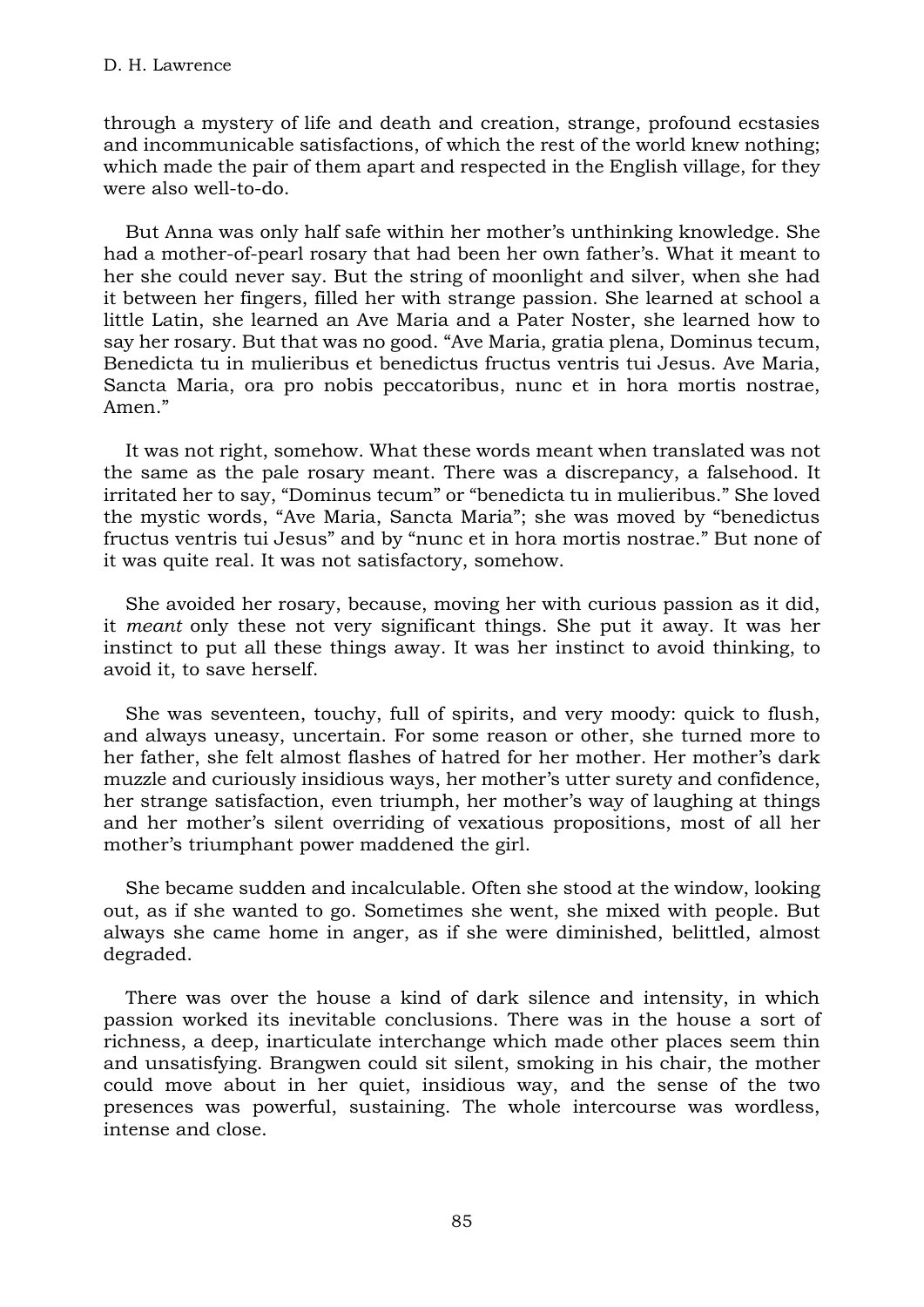through a mystery of life and death and creation, strange, profound ecstasies and incommunicable satisfactions, of which the rest of the world knew nothing; which made the pair of them apart and respected in the English village, for they were also well-to-do.

But Anna was only half safe within her mother's unthinking knowledge. She had a mother-of-pearl rosary that had been her own father's. What it meant to her she could never say. But the string of moonlight and silver, when she had it between her fingers, filled her with strange passion. She learned at school a little Latin, she learned an Ave Maria and a Pater Noster, she learned how to say her rosary. But that was no good. "Ave Maria, gratia plena, Dominus tecum, Benedicta tu in mulieribus et benedictus fructus ventris tui Jesus. Ave Maria, Sancta Maria, ora pro nobis peccatoribus, nunc et in hora mortis nostrae, Amen."

It was not right, somehow. What these words meant when translated was not the same as the pale rosary meant. There was a discrepancy, a falsehood. It irritated her to say, "Dominus tecum" or "benedicta tu in mulieribus." She loved the mystic words, "Ave Maria, Sancta Maria"; she was moved by "benedictus fructus ventris tui Jesus" and by "nunc et in hora mortis nostrae." But none of it was quite real. It was not satisfactory, somehow.

She avoided her rosary, because, moving her with curious passion as it did, it *meant* only these not very significant things. She put it away. It was her instinct to put all these things away. It was her instinct to avoid thinking, to avoid it, to save herself.

She was seventeen, touchy, full of spirits, and very moody: quick to flush, and always uneasy, uncertain. For some reason or other, she turned more to her father, she felt almost flashes of hatred for her mother. Her mother's dark muzzle and curiously insidious ways, her mother's utter surety and confidence, her strange satisfaction, even triumph, her mother's way of laughing at things and her mother's silent overriding of vexatious propositions, most of all her mother's triumphant power maddened the girl.

She became sudden and incalculable. Often she stood at the window, looking out, as if she wanted to go. Sometimes she went, she mixed with people. But always she came home in anger, as if she were diminished, belittled, almost degraded.

There was over the house a kind of dark silence and intensity, in which passion worked its inevitable conclusions. There was in the house a sort of richness, a deep, inarticulate interchange which made other places seem thin and unsatisfying. Brangwen could sit silent, smoking in his chair, the mother could move about in her quiet, insidious way, and the sense of the two presences was powerful, sustaining. The whole intercourse was wordless, intense and close.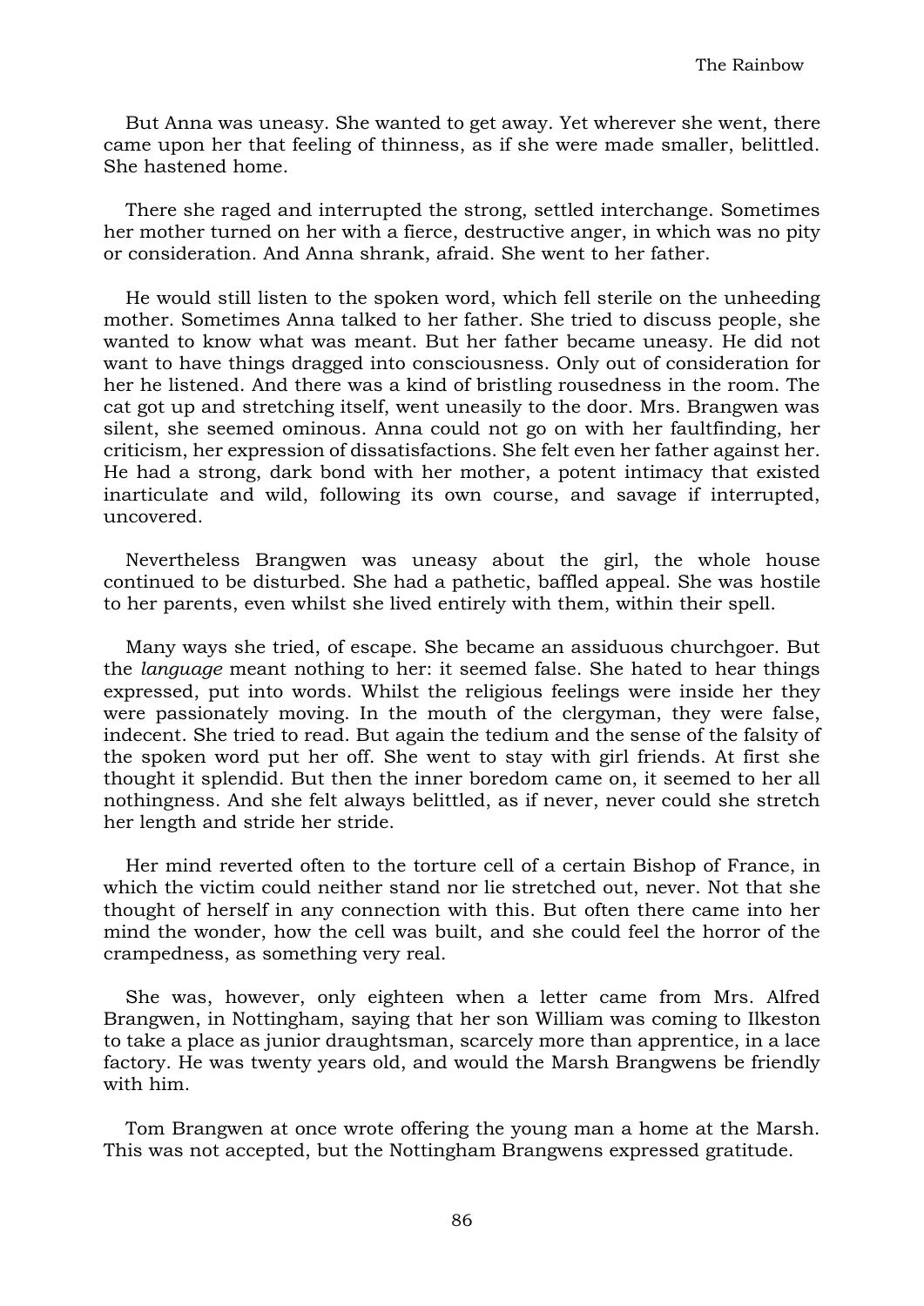But Anna was uneasy. She wanted to get away. Yet wherever she went, there came upon her that feeling of thinness, as if she were made smaller, belittled. She hastened home.

There she raged and interrupted the strong, settled interchange. Sometimes her mother turned on her with a fierce, destructive anger, in which was no pity or consideration. And Anna shrank, afraid. She went to her father.

He would still listen to the spoken word, which fell sterile on the unheeding mother. Sometimes Anna talked to her father. She tried to discuss people, she wanted to know what was meant. But her father became uneasy. He did not want to have things dragged into consciousness. Only out of consideration for her he listened. And there was a kind of bristling rousedness in the room. The cat got up and stretching itself, went uneasily to the door. Mrs. Brangwen was silent, she seemed ominous. Anna could not go on with her faultfinding, her criticism, her expression of dissatisfactions. She felt even her father against her. He had a strong, dark bond with her mother, a potent intimacy that existed inarticulate and wild, following its own course, and savage if interrupted, uncovered.

Nevertheless Brangwen was uneasy about the girl, the whole house continued to be disturbed. She had a pathetic, baffled appeal. She was hostile to her parents, even whilst she lived entirely with them, within their spell.

Many ways she tried, of escape. She became an assiduous churchgoer. But the *language* meant nothing to her: it seemed false. She hated to hear things expressed, put into words. Whilst the religious feelings were inside her they were passionately moving. In the mouth of the clergyman, they were false, indecent. She tried to read. But again the tedium and the sense of the falsity of the spoken word put her off. She went to stay with girl friends. At first she thought it splendid. But then the inner boredom came on, it seemed to her all nothingness. And she felt always belittled, as if never, never could she stretch her length and stride her stride.

Her mind reverted often to the torture cell of a certain Bishop of France, in which the victim could neither stand nor lie stretched out, never. Not that she thought of herself in any connection with this. But often there came into her mind the wonder, how the cell was built, and she could feel the horror of the crampedness, as something very real.

She was, however, only eighteen when a letter came from Mrs. Alfred Brangwen, in Nottingham, saying that her son William was coming to Ilkeston to take a place as junior draughtsman, scarcely more than apprentice, in a lace factory. He was twenty years old, and would the Marsh Brangwens be friendly with him.

Tom Brangwen at once wrote offering the young man a home at the Marsh. This was not accepted, but the Nottingham Brangwens expressed gratitude.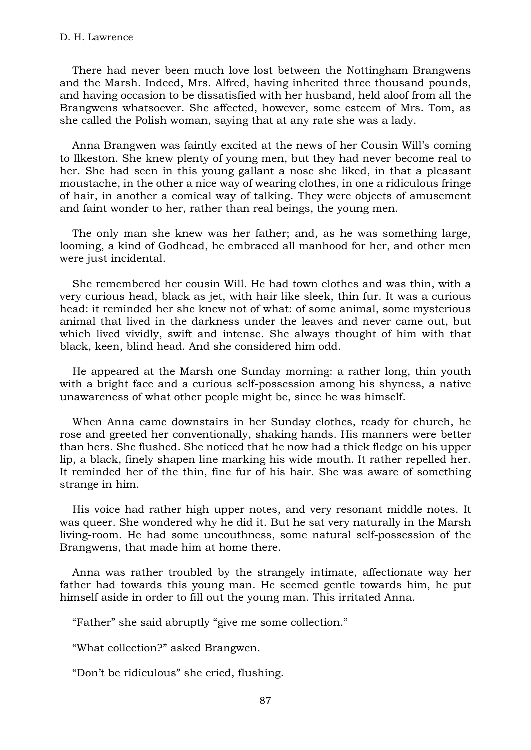There had never been much love lost between the Nottingham Brangwens and the Marsh. Indeed, Mrs. Alfred, having inherited three thousand pounds, and having occasion to be dissatisfied with her husband, held aloof from all the Brangwens whatsoever. She affected, however, some esteem of Mrs. Tom, as she called the Polish woman, saying that at any rate she was a lady.

Anna Brangwen was faintly excited at the news of her Cousin Will's coming to Ilkeston. She knew plenty of young men, but they had never become real to her. She had seen in this young gallant a nose she liked, in that a pleasant moustache, in the other a nice way of wearing clothes, in one a ridiculous fringe of hair, in another a comical way of talking. They were objects of amusement and faint wonder to her, rather than real beings, the young men.

The only man she knew was her father; and, as he was something large, looming, a kind of Godhead, he embraced all manhood for her, and other men were just incidental.

She remembered her cousin Will. He had town clothes and was thin, with a very curious head, black as jet, with hair like sleek, thin fur. It was a curious head: it reminded her she knew not of what: of some animal, some mysterious animal that lived in the darkness under the leaves and never came out, but which lived vividly, swift and intense. She always thought of him with that black, keen, blind head. And she considered him odd.

He appeared at the Marsh one Sunday morning: a rather long, thin youth with a bright face and a curious self-possession among his shyness, a native unawareness of what other people might be, since he was himself.

When Anna came downstairs in her Sunday clothes, ready for church, he rose and greeted her conventionally, shaking hands. His manners were better than hers. She flushed. She noticed that he now had a thick fledge on his upper lip, a black, finely shapen line marking his wide mouth. It rather repelled her. It reminded her of the thin, fine fur of his hair. She was aware of something strange in him.

His voice had rather high upper notes, and very resonant middle notes. It was queer. She wondered why he did it. But he sat very naturally in the Marsh living-room. He had some uncouthness, some natural self-possession of the Brangwens, that made him at home there.

Anna was rather troubled by the strangely intimate, affectionate way her father had towards this young man. He seemed gentle towards him, he put himself aside in order to fill out the young man. This irritated Anna.

"Father" she said abruptly "give me some collection."

"What collection?" asked Brangwen.

"Don't be ridiculous" she cried, flushing.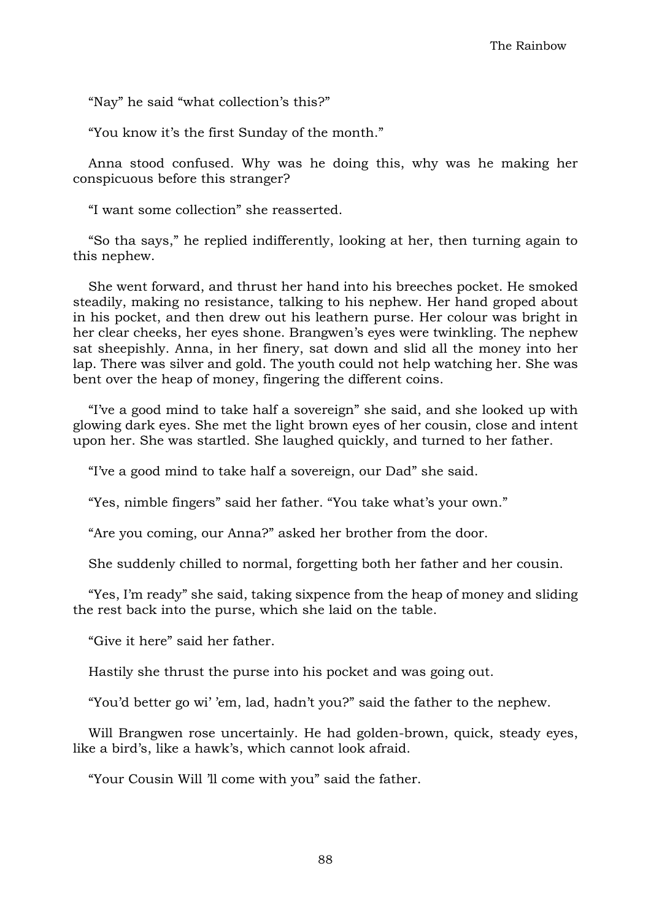"Nay" he said "what collection's this?"

"You know it's the first Sunday of the month."

Anna stood confused. Why was he doing this, why was he making her conspicuous before this stranger?

"I want some collection" she reasserted.

"So tha says," he replied indifferently, looking at her, then turning again to this nephew.

She went forward, and thrust her hand into his breeches pocket. He smoked steadily, making no resistance, talking to his nephew. Her hand groped about in his pocket, and then drew out his leathern purse. Her colour was bright in her clear cheeks, her eyes shone. Brangwen's eyes were twinkling. The nephew sat sheepishly. Anna, in her finery, sat down and slid all the money into her lap. There was silver and gold. The youth could not help watching her. She was bent over the heap of money, fingering the different coins.

"I've a good mind to take half a sovereign" she said, and she looked up with glowing dark eyes. She met the light brown eyes of her cousin, close and intent upon her. She was startled. She laughed quickly, and turned to her father.

"I've a good mind to take half a sovereign, our Dad" she said.

"Yes, nimble fingers" said her father. "You take what's your own."

"Are you coming, our Anna?" asked her brother from the door.

She suddenly chilled to normal, forgetting both her father and her cousin.

"Yes, I'm ready" she said, taking sixpence from the heap of money and sliding the rest back into the purse, which she laid on the table.

"Give it here" said her father.

Hastily she thrust the purse into his pocket and was going out.

"You'd better go wi' 'em, lad, hadn't you?" said the father to the nephew.

Will Brangwen rose uncertainly. He had golden-brown, quick, steady eyes, like a bird's, like a hawk's, which cannot look afraid.

"Your Cousin Will 'll come with you" said the father.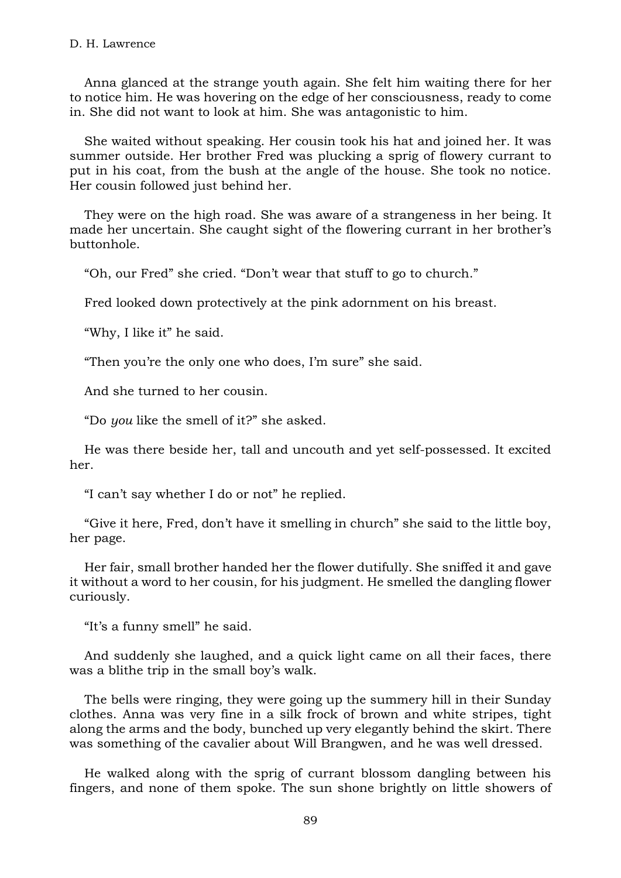Anna glanced at the strange youth again. She felt him waiting there for her to notice him. He was hovering on the edge of her consciousness, ready to come in. She did not want to look at him. She was antagonistic to him.

She waited without speaking. Her cousin took his hat and joined her. It was summer outside. Her brother Fred was plucking a sprig of flowery currant to put in his coat, from the bush at the angle of the house. She took no notice. Her cousin followed just behind her.

They were on the high road. She was aware of a strangeness in her being. It made her uncertain. She caught sight of the flowering currant in her brother's buttonhole.

"Oh, our Fred" she cried. "Don't wear that stuff to go to church."

Fred looked down protectively at the pink adornment on his breast.

"Why, I like it" he said.

"Then you're the only one who does, I'm sure" she said.

And she turned to her cousin.

"Do *you* like the smell of it?" she asked.

He was there beside her, tall and uncouth and yet self-possessed. It excited her.

"I can't say whether I do or not" he replied.

"Give it here, Fred, don't have it smelling in church" she said to the little boy, her page.

Her fair, small brother handed her the flower dutifully. She sniffed it and gave it without a word to her cousin, for his judgment. He smelled the dangling flower curiously.

"It's a funny smell" he said.

And suddenly she laughed, and a quick light came on all their faces, there was a blithe trip in the small boy's walk.

The bells were ringing, they were going up the summery hill in their Sunday clothes. Anna was very fine in a silk frock of brown and white stripes, tight along the arms and the body, bunched up very elegantly behind the skirt. There was something of the cavalier about Will Brangwen, and he was well dressed.

He walked along with the sprig of currant blossom dangling between his fingers, and none of them spoke. The sun shone brightly on little showers of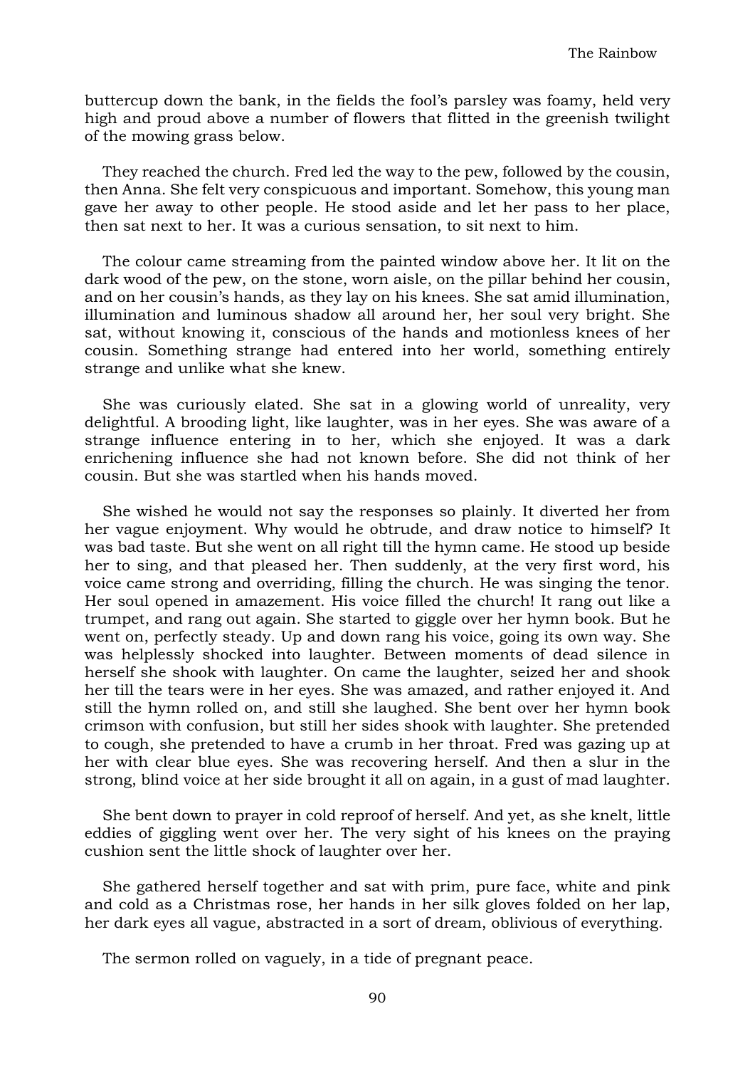buttercup down the bank, in the fields the fool's parsley was foamy, held very high and proud above a number of flowers that flitted in the greenish twilight of the mowing grass below.

They reached the church. Fred led the way to the pew, followed by the cousin, then Anna. She felt very conspicuous and important. Somehow, this young man gave her away to other people. He stood aside and let her pass to her place, then sat next to her. It was a curious sensation, to sit next to him.

The colour came streaming from the painted window above her. It lit on the dark wood of the pew, on the stone, worn aisle, on the pillar behind her cousin, and on her cousin's hands, as they lay on his knees. She sat amid illumination, illumination and luminous shadow all around her, her soul very bright. She sat, without knowing it, conscious of the hands and motionless knees of her cousin. Something strange had entered into her world, something entirely strange and unlike what she knew.

She was curiously elated. She sat in a glowing world of unreality, very delightful. A brooding light, like laughter, was in her eyes. She was aware of a strange influence entering in to her, which she enjoyed. It was a dark enrichening influence she had not known before. She did not think of her cousin. But she was startled when his hands moved.

She wished he would not say the responses so plainly. It diverted her from her vague enjoyment. Why would he obtrude, and draw notice to himself? It was bad taste. But she went on all right till the hymn came. He stood up beside her to sing, and that pleased her. Then suddenly, at the very first word, his voice came strong and overriding, filling the church. He was singing the tenor. Her soul opened in amazement. His voice filled the church! It rang out like a trumpet, and rang out again. She started to giggle over her hymn book. But he went on, perfectly steady. Up and down rang his voice, going its own way. She was helplessly shocked into laughter. Between moments of dead silence in herself she shook with laughter. On came the laughter, seized her and shook her till the tears were in her eyes. She was amazed, and rather enjoyed it. And still the hymn rolled on, and still she laughed. She bent over her hymn book crimson with confusion, but still her sides shook with laughter. She pretended to cough, she pretended to have a crumb in her throat. Fred was gazing up at her with clear blue eyes. She was recovering herself. And then a slur in the strong, blind voice at her side brought it all on again, in a gust of mad laughter.

She bent down to prayer in cold reproof of herself. And yet, as she knelt, little eddies of giggling went over her. The very sight of his knees on the praying cushion sent the little shock of laughter over her.

She gathered herself together and sat with prim, pure face, white and pink and cold as a Christmas rose, her hands in her silk gloves folded on her lap, her dark eyes all vague, abstracted in a sort of dream, oblivious of everything.

The sermon rolled on vaguely, in a tide of pregnant peace.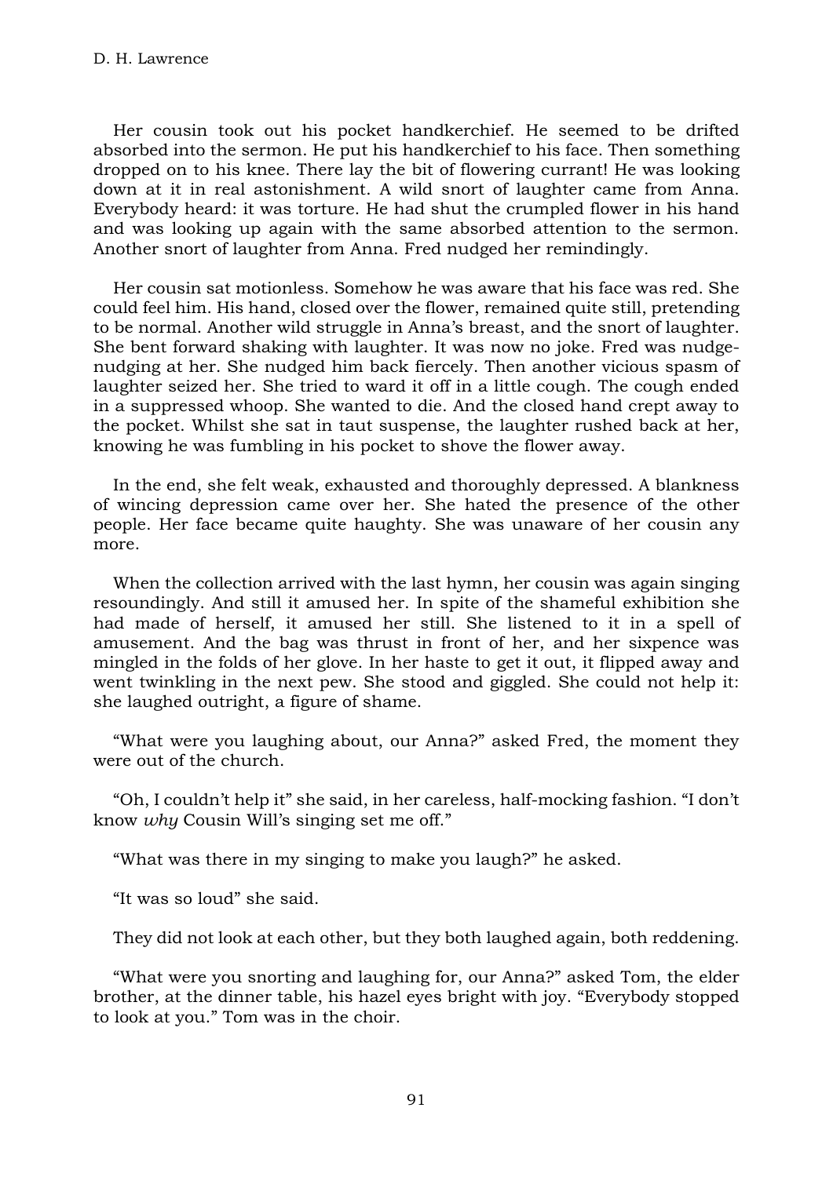Her cousin took out his pocket handkerchief. He seemed to be drifted absorbed into the sermon. He put his handkerchief to his face. Then something dropped on to his knee. There lay the bit of flowering currant! He was looking down at it in real astonishment. A wild snort of laughter came from Anna. Everybody heard: it was torture. He had shut the crumpled flower in his hand and was looking up again with the same absorbed attention to the sermon. Another snort of laughter from Anna. Fred nudged her remindingly.

Her cousin sat motionless. Somehow he was aware that his face was red. She could feel him. His hand, closed over the flower, remained quite still, pretending to be normal. Another wild struggle in Anna's breast, and the snort of laughter. She bent forward shaking with laughter. It was now no joke. Fred was nudge-nudging at her. She nudged him back fiercely. Then another vicious spasm of laughter seized her. She tried to ward it off in a little cough. The cough ended in a suppressed whoop. She wanted to die. And the closed hand crept away to the pocket. Whilst she sat in taut suspense, the laughter rushed back at her, knowing he was fumbling in his pocket to shove the flower away.

In the end, she felt weak, exhausted and thoroughly depressed. A blankness of wincing depression came over her. She hated the presence of the other people. Her face became quite haughty. She was unaware of her cousin any more.

When the collection arrived with the last hymn, her cousin was again singing resoundingly. And still it amused her. In spite of the shameful exhibition she had made of herself, it amused her still. She listened to it in a spell of amusement. And the bag was thrust in front of her, and her sixpence was mingled in the folds of her glove. In her haste to get it out, it flipped away and went twinkling in the next pew. She stood and giggled. She could not help it: she laughed outright, a figure of shame.

"What were you laughing about, our Anna?" asked Fred, the moment they were out of the church.

"Oh, I couldn't help it" she said, in her careless, half-mocking fashion. "I don't know *why* Cousin Will's singing set me off."

"What was there in my singing to make you laugh?" he asked.

"It was so loud" she said.

They did not look at each other, but they both laughed again, both reddening.

"What were you snorting and laughing for, our Anna?" asked Tom, the elder brother, at the dinner table, his hazel eyes bright with joy. "Everybody stopped to look at you." Tom was in the choir.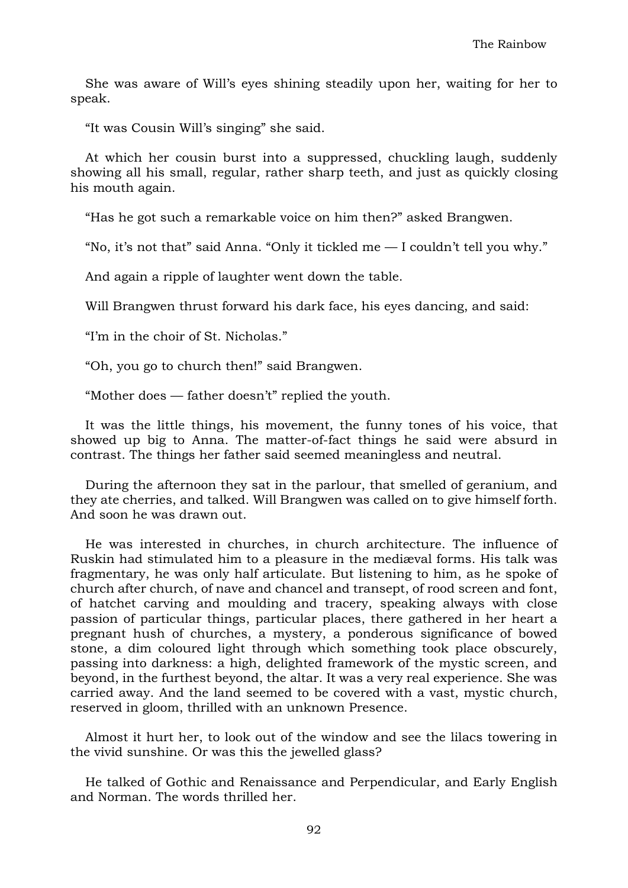She was aware of Will's eyes shining steadily upon her, waiting for her to speak.

"It was Cousin Will's singing" she said.

At which her cousin burst into a suppressed, chuckling laugh, suddenly showing all his small, regular, rather sharp teeth, and just as quickly closing his mouth again.

"Has he got such a remarkable voice on him then?" asked Brangwen.

"No, it's not that" said Anna. "Only it tickled me — I couldn't tell you why."

And again a ripple of laughter went down the table.

Will Brangwen thrust forward his dark face, his eyes dancing, and said:

"I'm in the choir of St. Nicholas."

"Oh, you go to church then!" said Brangwen.

"Mother does — father doesn't" replied the youth.

It was the little things, his movement, the funny tones of his voice, that showed up big to Anna. The matter-of-fact things he said were absurd in contrast. The things her father said seemed meaningless and neutral.

During the afternoon they sat in the parlour, that smelled of geranium, and they ate cherries, and talked. Will Brangwen was called on to give himself forth. And soon he was drawn out.

He was interested in churches, in church architecture. The influence of Ruskin had stimulated him to a pleasure in the mediæval forms. His talk was fragmentary, he was only half articulate. But listening to him, as he spoke of church after church, of nave and chancel and transept, of rood screen and font, of hatchet carving and moulding and tracery, speaking always with close passion of particular things, particular places, there gathered in her heart a pregnant hush of churches, a mystery, a ponderous significance of bowed stone, a dim coloured light through which something took place obscurely, passing into darkness: a high, delighted framework of the mystic screen, and beyond, in the furthest beyond, the altar. It was a very real experience. She was carried away. And the land seemed to be covered with a vast, mystic church, reserved in gloom, thrilled with an unknown Presence.

Almost it hurt her, to look out of the window and see the lilacs towering in the vivid sunshine. Or was this the jewelled glass?

He talked of Gothic and Renaissance and Perpendicular, and Early English and Norman. The words thrilled her.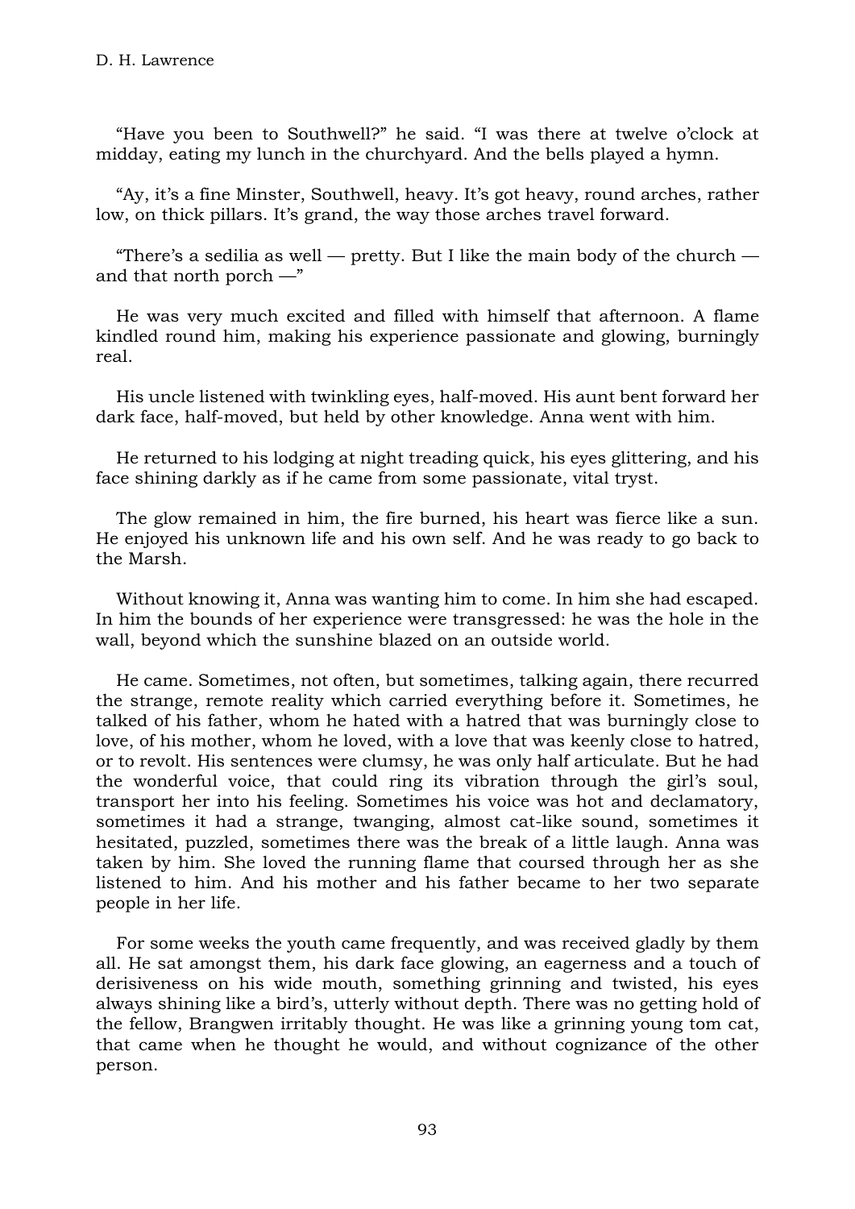"Have you been to Southwell?" he said. "I was there at twelve o'clock at midday, eating my lunch in the churchyard. And the bells played a hymn.

"Ay, it's a fine Minster, Southwell, heavy. It's got heavy, round arches, rather low, on thick pillars. It's grand, the way those arches travel forward.

"There's a sedilia as well — pretty. But I like the main body of the church — and that north porch —"

He was very much excited and filled with himself that afternoon. A flame kindled round him, making his experience passionate and glowing, burningly real.

His uncle listened with twinkling eyes, half-moved. His aunt bent forward her dark face, half-moved, but held by other knowledge. Anna went with him.

He returned to his lodging at night treading quick, his eyes glittering, and his face shining darkly as if he came from some passionate, vital tryst.

The glow remained in him, the fire burned, his heart was fierce like a sun. He enjoyed his unknown life and his own self. And he was ready to go back to the Marsh.

Without knowing it, Anna was wanting him to come. In him she had escaped. In him the bounds of her experience were transgressed: he was the hole in the wall, beyond which the sunshine blazed on an outside world.

He came. Sometimes, not often, but sometimes, talking again, there recurred the strange, remote reality which carried everything before it. Sometimes, he talked of his father, whom he hated with a hatred that was burningly close to love, of his mother, whom he loved, with a love that was keenly close to hatred, or to revolt. His sentences were clumsy, he was only half articulate. But he had the wonderful voice, that could ring its vibration through the girl's soul, transport her into his feeling. Sometimes his voice was hot and declamatory, sometimes it had a strange, twanging, almost cat-like sound, sometimes it hesitated, puzzled, sometimes there was the break of a little laugh. Anna was taken by him. She loved the running flame that coursed through her as she listened to him. And his mother and his father became to her two separate people in her life.

For some weeks the youth came frequently, and was received gladly by them all. He sat amongst them, his dark face glowing, an eagerness and a touch of derisiveness on his wide mouth, something grinning and twisted, his eyes always shining like a bird's, utterly without depth. There was no getting hold of the fellow, Brangwen irritably thought. He was like a grinning young tom cat, that came when he thought he would, and without cognizance of the other person.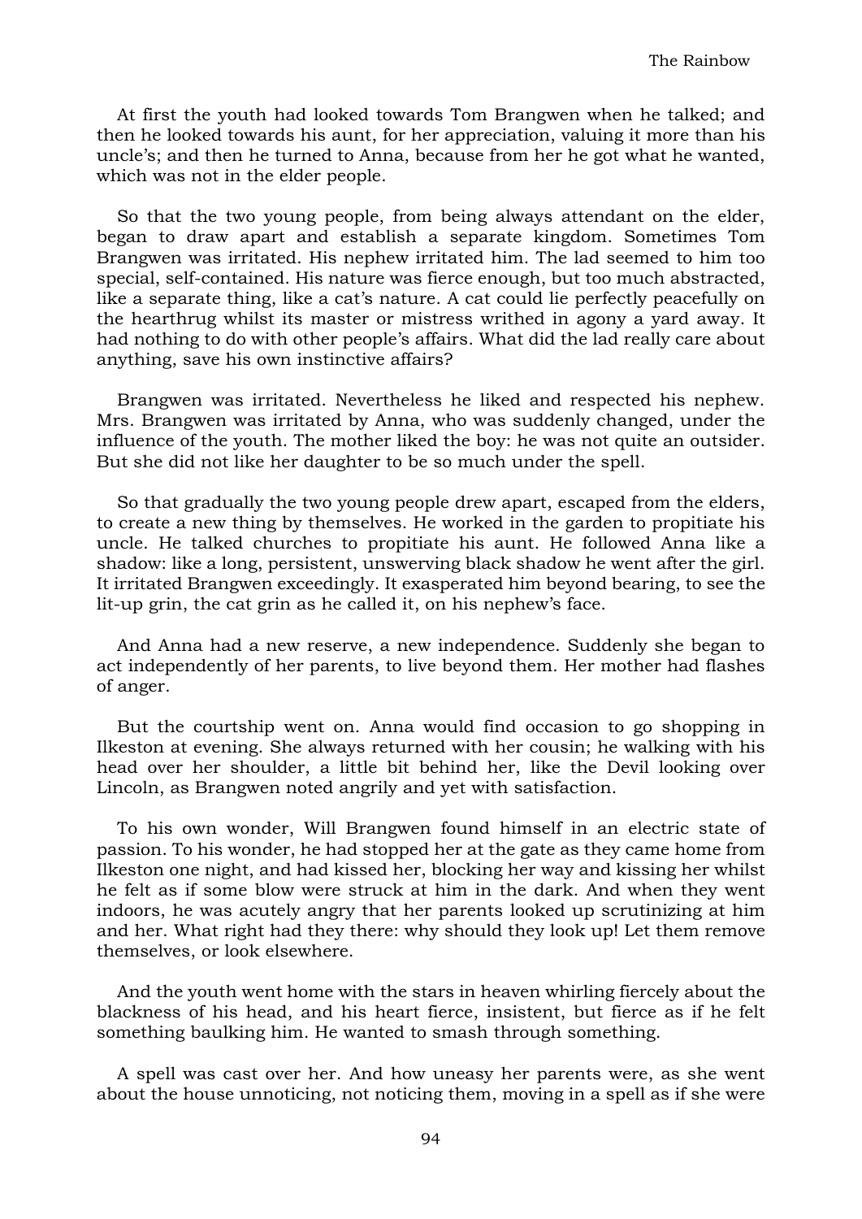At first the youth had looked towards Tom Brangwen when he talked; and then he looked towards his aunt, for her appreciation, valuing it more than his uncle's; and then he turned to Anna, because from her he got what he wanted, which was not in the elder people.

So that the two young people, from being always attendant on the elder, began to draw apart and establish a separate kingdom. Sometimes Tom Brangwen was irritated. His nephew irritated him. The lad seemed to him too special, self-contained. His nature was fierce enough, but too much abstracted, like a separate thing, like a cat's nature. A cat could lie perfectly peacefully on the hearthrug whilst its master or mistress writhed in agony a yard away. It had nothing to do with other people's affairs. What did the lad really care about anything, save his own instinctive affairs?

Brangwen was irritated. Nevertheless he liked and respected his nephew. Mrs. Brangwen was irritated by Anna, who was suddenly changed, under the influence of the youth. The mother liked the boy: he was not quite an outsider. But she did not like her daughter to be so much under the spell.

So that gradually the two young people drew apart, escaped from the elders, to create a new thing by themselves. He worked in the garden to propitiate his uncle. He talked churches to propitiate his aunt. He followed Anna like a shadow: like a long, persistent, unswerving black shadow he went after the girl. It irritated Brangwen exceedingly. It exasperated him beyond bearing, to see the lit-up grin, the cat grin as he called it, on his nephew's face.

And Anna had a new reserve, a new independence. Suddenly she began to act independently of her parents, to live beyond them. Her mother had flashes of anger.

But the courtship went on. Anna would find occasion to go shopping in Ilkeston at evening. She always returned with her cousin; he walking with his head over her shoulder, a little bit behind her, like the Devil looking over Lincoln, as Brangwen noted angrily and yet with satisfaction.

To his own wonder, Will Brangwen found himself in an electric state of passion. To his wonder, he had stopped her at the gate as they came home from Ilkeston one night, and had kissed her, blocking her way and kissing her whilst he felt as if some blow were struck at him in the dark. And when they went indoors, he was acutely angry that her parents looked up scrutinizing at him and her. What right had they there: why should they look up! Let them remove themselves, or look elsewhere.

And the youth went home with the stars in heaven whirling fiercely about the blackness of his head, and his heart fierce, insistent, but fierce as if he felt something baulking him. He wanted to smash through something.

A spell was cast over her. And how uneasy her parents were, as she went about the house unnoticing, not noticing them, moving in a spell as if she were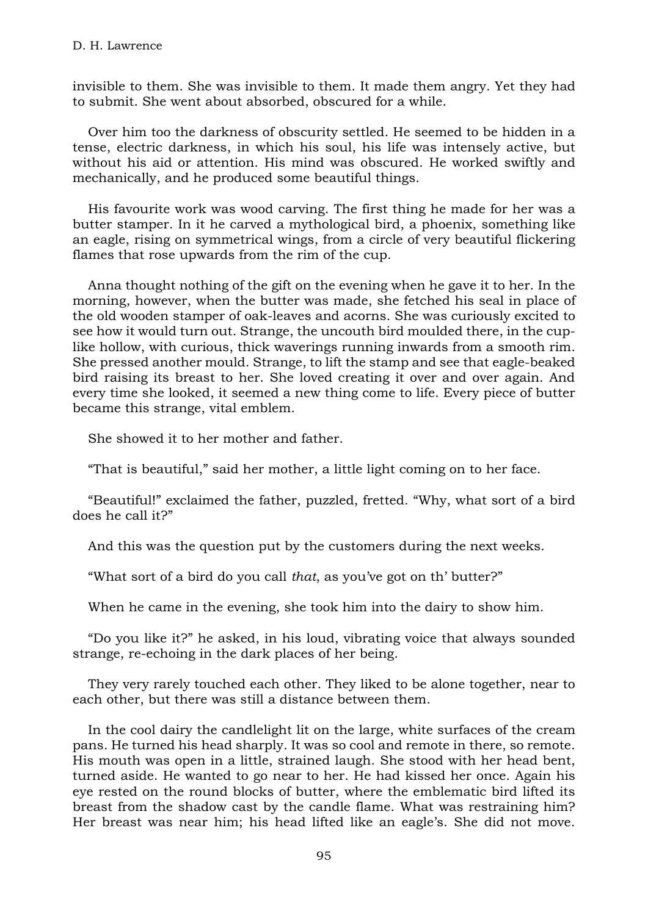invisible to them. She was invisible to them. It made them angry. Yet they had to submit. She went about absorbed, obscured for a while.

Over him too the darkness of obscurity settled. He seemed to be hidden in a tense, electric darkness, in which his soul, his life was intensely active, but without his aid or attention. His mind was obscured. He worked swiftly and mechanically, and he produced some beautiful things.

His favourite work was wood carving. The first thing he made for her was a butter stamper. In it he carved a mythological bird, a phoenix, something like an eagle, rising on symmetrical wings, from a circle of very beautiful flickering flames that rose upwards from the rim of the cup.

Anna thought nothing of the gift on the evening when he gave it to her. In the morning, however, when the butter was made, she fetched his seal in place of the old wooden stamper of oak-leaves and acorns. She was curiously excited to see how it would turn out. Strange, the uncouth bird moulded there, in the cup-like hollow, with curious, thick waverings running inwards from a smooth rim. She pressed another mould. Strange, to lift the stamp and see that eagle-beaked bird raising its breast to her. She loved creating it over and over again. And every time she looked, it seemed a new thing come to life. Every piece of butter became this strange, vital emblem.

She showed it to her mother and father.

"That is beautiful," said her mother, a little light coming on to her face.

"Beautiful!" exclaimed the father, puzzled, fretted. "Why, what sort of a bird does he call it?"

And this was the question put by the customers during the next weeks.

"What sort of a bird do you call *that*, as you've got on th' butter?"

When he came in the evening, she took him into the dairy to show him.

"Do you like it?" he asked, in his loud, vibrating voice that always sounded strange, re-echoing in the dark places of her being.

They very rarely touched each other. They liked to be alone together, near to each other, but there was still a distance between them.

In the cool dairy the candlelight lit on the large, white surfaces of the cream pans. He turned his head sharply. It was so cool and remote in there, so remote. His mouth was open in a little, strained laugh. She stood with her head bent, turned aside. He wanted to go near to her. He had kissed her once. Again his eye rested on the round blocks of butter, where the emblematic bird lifted its breast from the shadow cast by the candle flame. What was restraining him? Her breast was near him; his head lifted like an eagle's. She did not move.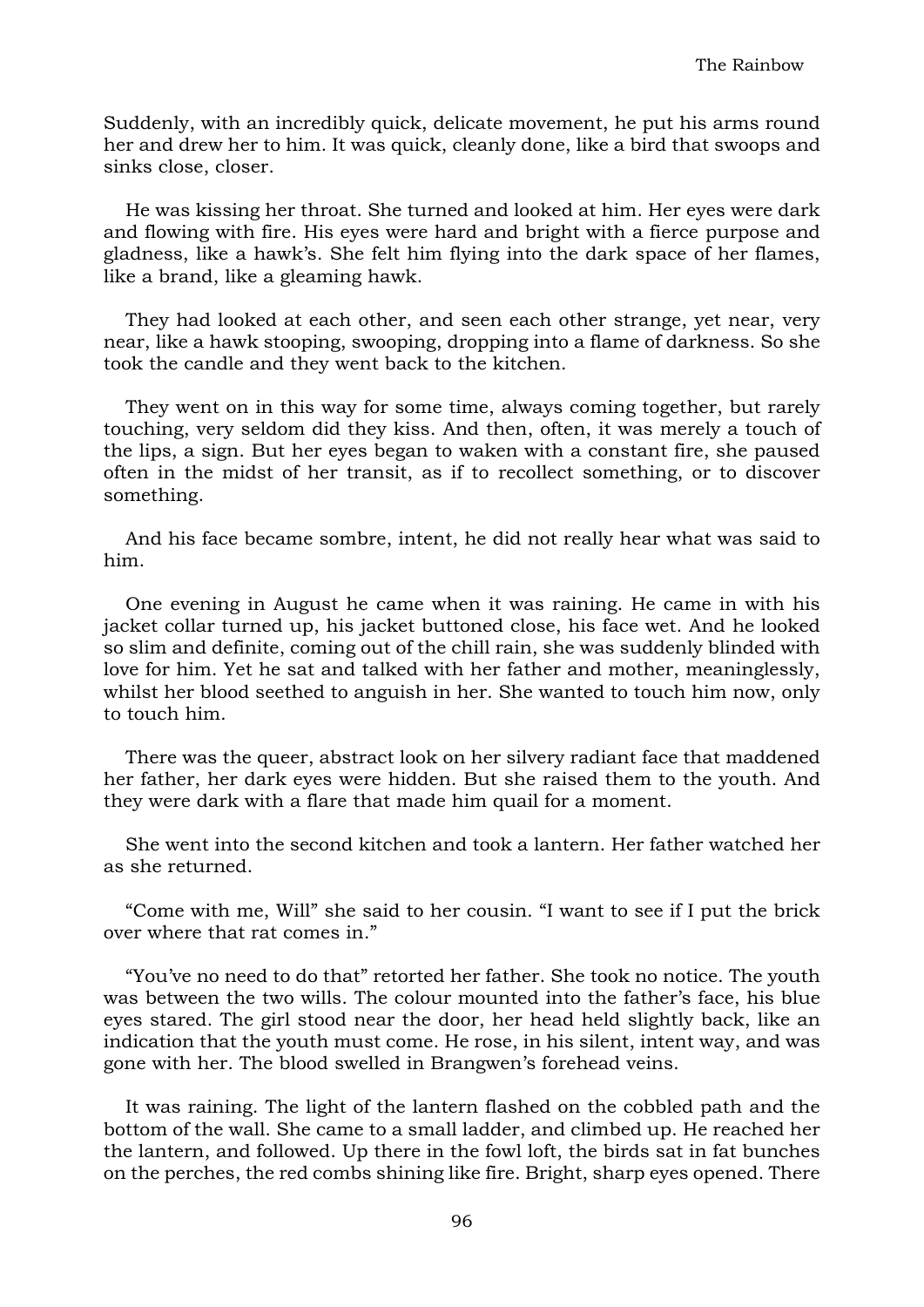Suddenly, with an incredibly quick, delicate movement, he put his arms round her and drew her to him. It was quick, cleanly done, like a bird that swoops and sinks close, closer.

He was kissing her throat. She turned and looked at him. Her eyes were dark and flowing with fire. His eyes were hard and bright with a fierce purpose and gladness, like a hawk's. She felt him flying into the dark space of her flames, like a brand, like a gleaming hawk.

They had looked at each other, and seen each other strange, yet near, very near, like a hawk stooping, swooping, dropping into a flame of darkness. So she took the candle and they went back to the kitchen.

They went on in this way for some time, always coming together, but rarely touching, very seldom did they kiss. And then, often, it was merely a touch of the lips, a sign. But her eyes began to waken with a constant fire, she paused often in the midst of her transit, as if to recollect something, or to discover something.

And his face became sombre, intent, he did not really hear what was said to him.

One evening in August he came when it was raining. He came in with his jacket collar turned up, his jacket buttoned close, his face wet. And he looked so slim and definite, coming out of the chill rain, she was suddenly blinded with love for him. Yet he sat and talked with her father and mother, meaninglessly, whilst her blood seethed to anguish in her. She wanted to touch him now, only to touch him.

There was the queer, abstract look on her silvery radiant face that maddened her father, her dark eyes were hidden. But she raised them to the youth. And they were dark with a flare that made him quail for a moment.

She went into the second kitchen and took a lantern. Her father watched her as she returned.

"Come with me, Will" she said to her cousin. "I want to see if I put the brick over where that rat comes in."

"You've no need to do that" retorted her father. She took no notice. The youth was between the two wills. The colour mounted into the father's face, his blue eyes stared. The girl stood near the door, her head held slightly back, like an indication that the youth must come. He rose, in his silent, intent way, and was gone with her. The blood swelled in Brangwen's forehead veins.

It was raining. The light of the lantern flashed on the cobbled path and the bottom of the wall. She came to a small ladder, and climbed up. He reached her the lantern, and followed. Up there in the fowl loft, the birds sat in fat bunches on the perches, the red combs shining like fire. Bright, sharp eyes opened. There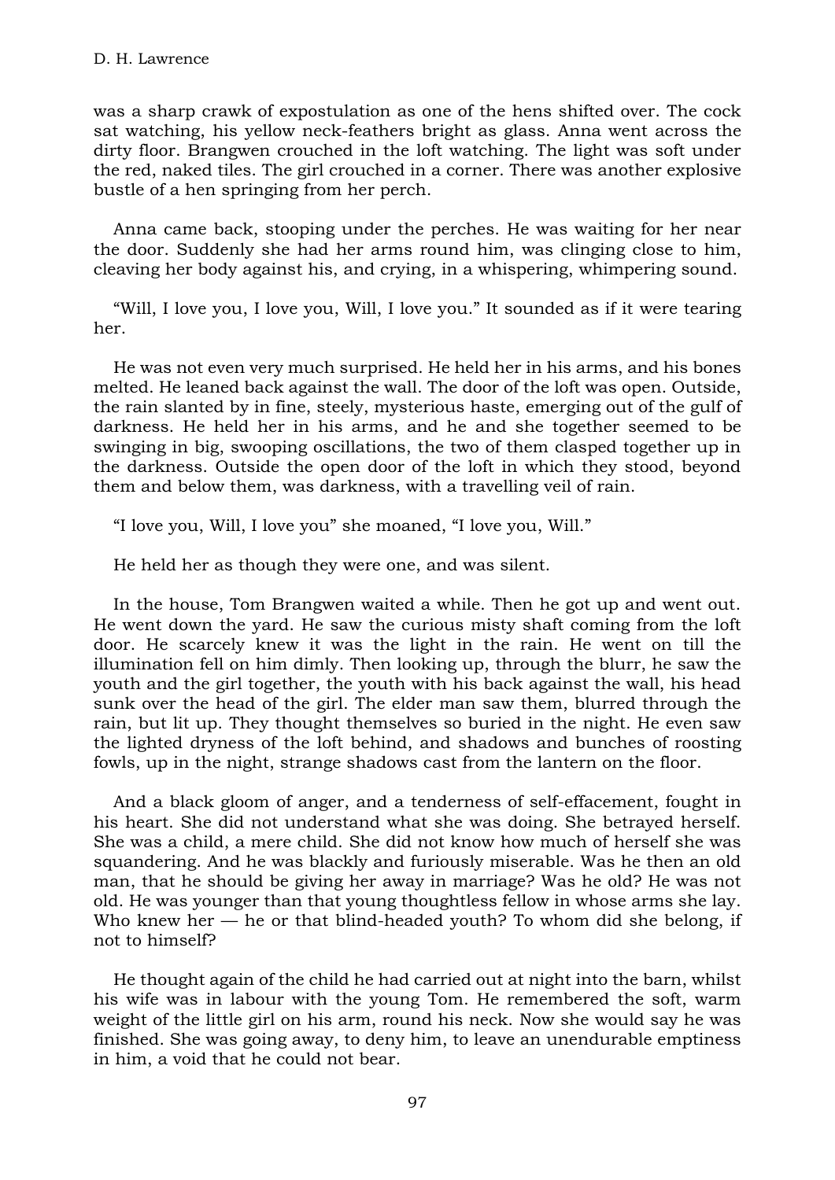was a sharp crawk of expostulation as one of the hens shifted over. The cock sat watching, his yellow neck-feathers bright as glass. Anna went across the dirty floor. Brangwen crouched in the loft watching. The light was soft under the red, naked tiles. The girl crouched in a corner. There was another explosive bustle of a hen springing from her perch.

Anna came back, stooping under the perches. He was waiting for her near the door. Suddenly she had her arms round him, was clinging close to him, cleaving her body against his, and crying, in a whispering, whimpering sound.

"Will, I love you, I love you, Will, I love you." It sounded as if it were tearing her.

He was not even very much surprised. He held her in his arms, and his bones melted. He leaned back against the wall. The door of the loft was open. Outside, the rain slanted by in fine, steely, mysterious haste, emerging out of the gulf of darkness. He held her in his arms, and he and she together seemed to be swinging in big, swooping oscillations, the two of them clasped together up in the darkness. Outside the open door of the loft in which they stood, beyond them and below them, was darkness, with a travelling veil of rain.

"I love you, Will, I love you" she moaned, "I love you, Will."

He held her as though they were one, and was silent.

In the house, Tom Brangwen waited a while. Then he got up and went out. He went down the yard. He saw the curious misty shaft coming from the loft door. He scarcely knew it was the light in the rain. He went on till the illumination fell on him dimly. Then looking up, through the blurr, he saw the youth and the girl together, the youth with his back against the wall, his head sunk over the head of the girl. The elder man saw them, blurred through the rain, but lit up. They thought themselves so buried in the night. He even saw the lighted dryness of the loft behind, and shadows and bunches of roosting fowls, up in the night, strange shadows cast from the lantern on the floor.

And a black gloom of anger, and a tenderness of self-effacement, fought in his heart. She did not understand what she was doing. She betrayed herself. She was a child, a mere child. She did not know how much of herself she was squandering. And he was blackly and furiously miserable. Was he then an old man, that he should be giving her away in marriage? Was he old? He was not old. He was younger than that young thoughtless fellow in whose arms she lay. Who knew her — he or that blind-headed youth? To whom did she belong, if not to himself?

He thought again of the child he had carried out at night into the barn, whilst his wife was in labour with the young Tom. He remembered the soft, warm weight of the little girl on his arm, round his neck. Now she would say he was finished. She was going away, to deny him, to leave an unendurable emptiness in him, a void that he could not bear.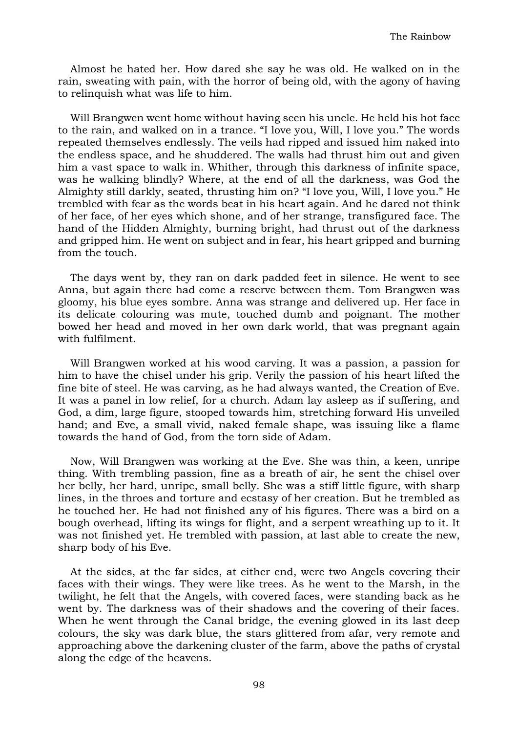Almost he hated her. How dared she say he was old. He walked on in the rain, sweating with pain, with the horror of being old, with the agony of having to relinquish what was life to him.

Will Brangwen went home without having seen his uncle. He held his hot face to the rain, and walked on in a trance. "I love you, Will, I love you." The words repeated themselves endlessly. The veils had ripped and issued him naked into the endless space, and he shuddered. The walls had thrust him out and given him a vast space to walk in. Whither, through this darkness of infinite space, was he walking blindly? Where, at the end of all the darkness, was God the Almighty still darkly, seated, thrusting him on? "I love you, Will, I love you." He trembled with fear as the words beat in his heart again. And he dared not think of her face, of her eyes which shone, and of her strange, transfigured face. The hand of the Hidden Almighty, burning bright, had thrust out of the darkness and gripped him. He went on subject and in fear, his heart gripped and burning from the touch.

The days went by, they ran on dark padded feet in silence. He went to see Anna, but again there had come a reserve between them. Tom Brangwen was gloomy, his blue eyes sombre. Anna was strange and delivered up. Her face in its delicate colouring was mute, touched dumb and poignant. The mother bowed her head and moved in her own dark world, that was pregnant again with fulfilment.

Will Brangwen worked at his wood carving. It was a passion, a passion for him to have the chisel under his grip. Verily the passion of his heart lifted the fine bite of steel. He was carving, as he had always wanted, the Creation of Eve. It was a panel in low relief, for a church. Adam lay asleep as if suffering, and God, a dim, large figure, stooped towards him, stretching forward His unveiled hand; and Eve, a small vivid, naked female shape, was issuing like a flame towards the hand of God, from the torn side of Adam.

Now, Will Brangwen was working at the Eve. She was thin, a keen, unripe thing. With trembling passion, fine as a breath of air, he sent the chisel over her belly, her hard, unripe, small belly. She was a stiff little figure, with sharp lines, in the throes and torture and ecstasy of her creation. But he trembled as he touched her. He had not finished any of his figures. There was a bird on a bough overhead, lifting its wings for flight, and a serpent wreathing up to it. It was not finished yet. He trembled with passion, at last able to create the new, sharp body of his Eve.

At the sides, at the far sides, at either end, were two Angels covering their faces with their wings. They were like trees. As he went to the Marsh, in the twilight, he felt that the Angels, with covered faces, were standing back as he went by. The darkness was of their shadows and the covering of their faces. When he went through the Canal bridge, the evening glowed in its last deep colours, the sky was dark blue, the stars glittered from afar, very remote and approaching above the darkening cluster of the farm, above the paths of crystal along the edge of the heavens.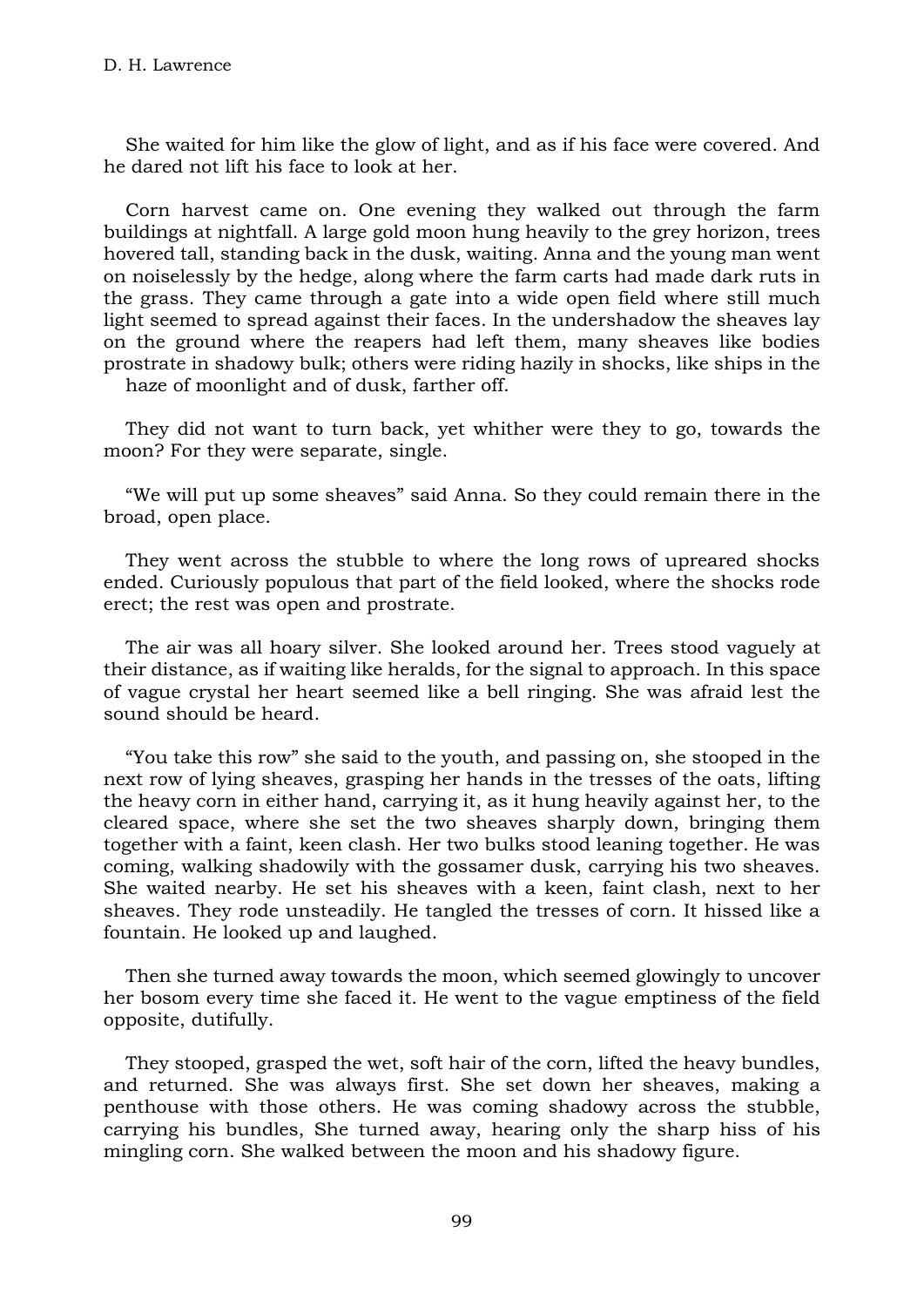She waited for him like the glow of light, and as if his face were covered. And he dared not lift his face to look at her.

Corn harvest came on. One evening they walked out through the farm buildings at nightfall. A large gold moon hung heavily to the grey horizon, trees hovered tall, standing back in the dusk, waiting. Anna and the young man went on noiselessly by the hedge, along where the farm carts had made dark ruts in the grass. They came through a gate into a wide open field where still much light seemed to spread against their faces. In the undershadow the sheaves lay on the ground where the reapers had left them, many sheaves like bodies prostrate in shadowy bulk; others were riding hazily in shocks, like ships in the haze of moonlight and of dusk, farther off.

They did not want to turn back, yet whither were they to go, towards the moon? For they were separate, single.

"We will put up some sheaves" said Anna. So they could remain there in the broad, open place.

They went across the stubble to where the long rows of upreared shocks ended. Curiously populous that part of the field looked, where the shocks rode erect; the rest was open and prostrate.

The air was all hoary silver. She looked around her. Trees stood vaguely at their distance, as if waiting like heralds, for the signal to approach. In this space of vague crystal her heart seemed like a bell ringing. She was afraid lest the sound should be heard.

"You take this row" she said to the youth, and passing on, she stooped in the next row of lying sheaves, grasping her hands in the tresses of the oats, lifting the heavy corn in either hand, carrying it, as it hung heavily against her, to the cleared space, where she set the two sheaves sharply down, bringing them together with a faint, keen clash. Her two bulks stood leaning together. He was coming, walking shadowily with the gossamer dusk, carrying his two sheaves. She waited nearby. He set his sheaves with a keen, faint clash, next to her sheaves. They rode unsteadily. He tangled the tresses of corn. It hissed like a fountain. He looked up and laughed.

Then she turned away towards the moon, which seemed glowingly to uncover her bosom every time she faced it. He went to the vague emptiness of the field opposite, dutifully.

They stooped, grasped the wet, soft hair of the corn, lifted the heavy bundles, and returned. She was always first. She set down her sheaves, making a penthouse with those others. He was coming shadowy across the stubble, carrying his bundles, She turned away, hearing only the sharp hiss of his mingling corn. She walked between the moon and his shadowy figure.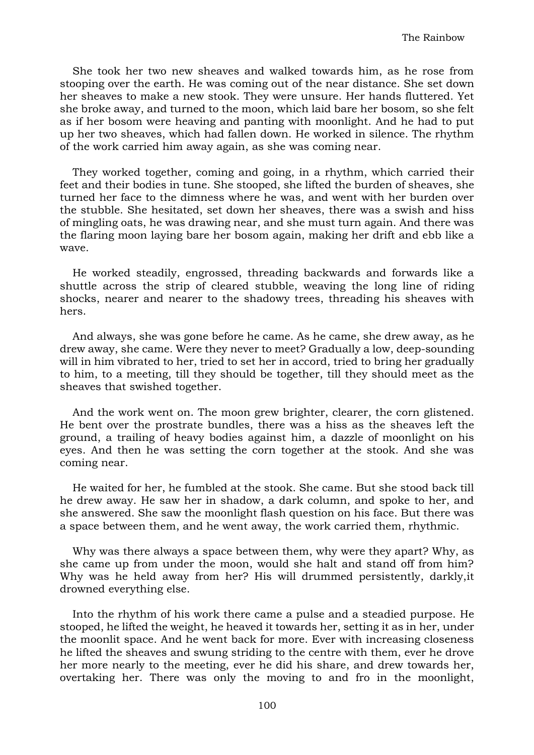She took her two new sheaves and walked towards him, as he rose from stooping over the earth. He was coming out of the near distance. She set down her sheaves to make a new stook. They were unsure. Her hands fluttered. Yet she broke away, and turned to the moon, which laid bare her bosom, so she felt as if her bosom were heaving and panting with moonlight. And he had to put up her two sheaves, which had fallen down. He worked in silence. The rhythm of the work carried him away again, as she was coming near.

They worked together, coming and going, in a rhythm, which carried their feet and their bodies in tune. She stooped, she lifted the burden of sheaves, she turned her face to the dimness where he was, and went with her burden over the stubble. She hesitated, set down her sheaves, there was a swish and hiss of mingling oats, he was drawing near, and she must turn again. And there was the flaring moon laying bare her bosom again, making her drift and ebb like a wave.

He worked steadily, engrossed, threading backwards and forwards like a shuttle across the strip of cleared stubble, weaving the long line of riding shocks, nearer and nearer to the shadowy trees, threading his sheaves with hers.

And always, she was gone before he came. As he came, she drew away, as he drew away, she came. Were they never to meet? Gradually a low, deep-sounding will in him vibrated to her, tried to set her in accord, tried to bring her gradually to him, to a meeting, till they should be together, till they should meet as the sheaves that swished together.

And the work went on. The moon grew brighter, clearer, the corn glistened. He bent over the prostrate bundles, there was a hiss as the sheaves left the ground, a trailing of heavy bodies against him, a dazzle of moonlight on his eyes. And then he was setting the corn together at the stook. And she was coming near.

He waited for her, he fumbled at the stook. She came. But she stood back till he drew away. He saw her in shadow, a dark column, and spoke to her, and she answered. She saw the moonlight flash question on his face. But there was a space between them, and he went away, the work carried them, rhythmic.

Why was there always a space between them, why were they apart? Why, as she came up from under the moon, would she halt and stand off from him? Why was he held away from her? His will drummed persistently, darkly,it drowned everything else.

Into the rhythm of his work there came a pulse and a steadied purpose. He stooped, he lifted the weight, he heaved it towards her, setting it as in her, under the moonlit space. And he went back for more. Ever with increasing closeness he lifted the sheaves and swung striding to the centre with them, ever he drove her more nearly to the meeting, ever he did his share, and drew towards her, overtaking her. There was only the moving to and fro in the moonlight,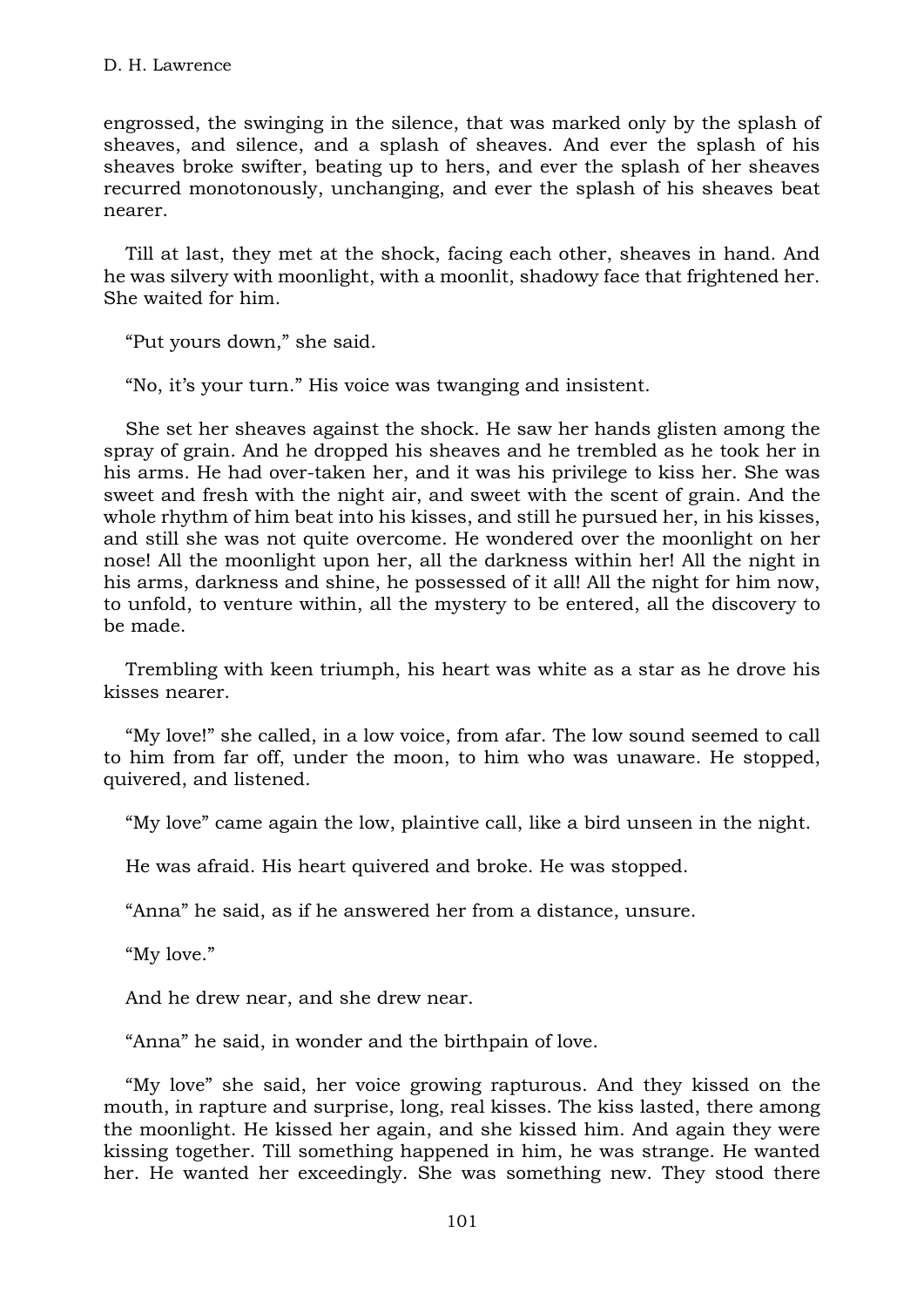engrossed, the swinging in the silence, that was marked only by the splash of sheaves, and silence, and a splash of sheaves. And ever the splash of his sheaves broke swifter, beating up to hers, and ever the splash of her sheaves recurred monotonously, unchanging, and ever the splash of his sheaves beat nearer.

Till at last, they met at the shock, facing each other, sheaves in hand. And he was silvery with moonlight, with a moonlit, shadowy face that frightened her. She waited for him.

"Put yours down," she said.

"No, it's your turn." His voice was twanging and insistent.

She set her sheaves against the shock. He saw her hands glisten among the spray of grain. And he dropped his sheaves and he trembled as he took her in his arms. He had over-taken her, and it was his privilege to kiss her. She was sweet and fresh with the night air, and sweet with the scent of grain. And the whole rhythm of him beat into his kisses, and still he pursued her, in his kisses, and still she was not quite overcome. He wondered over the moonlight on her nose! All the moonlight upon her, all the darkness within her! All the night in his arms, darkness and shine, he possessed of it all! All the night for him now, to unfold, to venture within, all the mystery to be entered, all the discovery to be made.

Trembling with keen triumph, his heart was white as a star as he drove his kisses nearer.

"My love!" she called, in a low voice, from afar. The low sound seemed to call to him from far off, under the moon, to him who was unaware. He stopped, quivered, and listened.

"My love" came again the low, plaintive call, like a bird unseen in the night.

He was afraid. His heart quivered and broke. He was stopped.

"Anna" he said, as if he answered her from a distance, unsure.

"My love."

And he drew near, and she drew near.

"Anna" he said, in wonder and the birthpain of love.

"My love" she said, her voice growing rapturous. And they kissed on the mouth, in rapture and surprise, long, real kisses. The kiss lasted, there among the moonlight. He kissed her again, and she kissed him. And again they were kissing together. Till something happened in him, he was strange. He wanted her. He wanted her exceedingly. She was something new. They stood there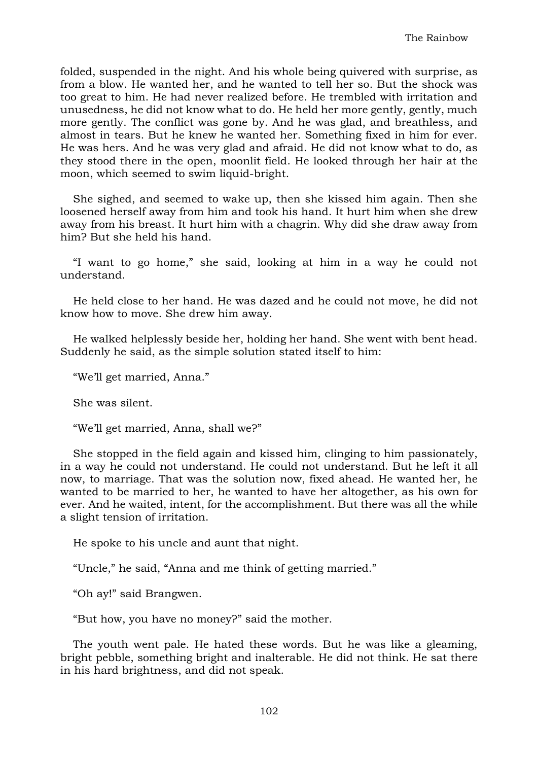folded, suspended in the night. And his whole being quivered with surprise, as from a blow. He wanted her, and he wanted to tell her so. But the shock was too great to him. He had never realized before. He trembled with irritation and unusedness, he did not know what to do. He held her more gently, gently, much more gently. The conflict was gone by. And he was glad, and breathless, and almost in tears. But he knew he wanted her. Something fixed in him for ever. He was hers. And he was very glad and afraid. He did not know what to do, as they stood there in the open, moonlit field. He looked through her hair at the moon, which seemed to swim liquid-bright.

She sighed, and seemed to wake up, then she kissed him again. Then she loosened herself away from him and took his hand. It hurt him when she drew away from his breast. It hurt him with a chagrin. Why did she draw away from him? But she held his hand.

“I want to go home,” she said, looking at him in a way he could not understand.

He held close to her hand. He was dazed and he could not move, he did not know how to move. She drew him away.

He walked helplessly beside her, holding her hand. She went with bent head. Suddenly he said, as the simple solution stated itself to him:

“We’ll get married, Anna.”

She was silent.

“We’ll get married, Anna, shall we?”

She stopped in the field again and kissed him, clinging to him passionately, in a way he could not understand. He could not understand. But he left it all now, to marriage. That was the solution now, fixed ahead. He wanted her, he wanted to be married to her, he wanted to have her altogether, as his own for ever. And he waited, intent, for the accomplishment. But there was all the while a slight tension of irritation.

He spoke to his uncle and aunt that night.

“Uncle,” he said, “Anna and me think of getting married.”

“Oh ay!” said Brangwen.

“But how, you have no money?” said the mother.

The youth went pale. He hated these words. But he was like a gleaming, bright pebble, something bright and inalterable. He did not think. He sat there in his hard brightness, and did not speak.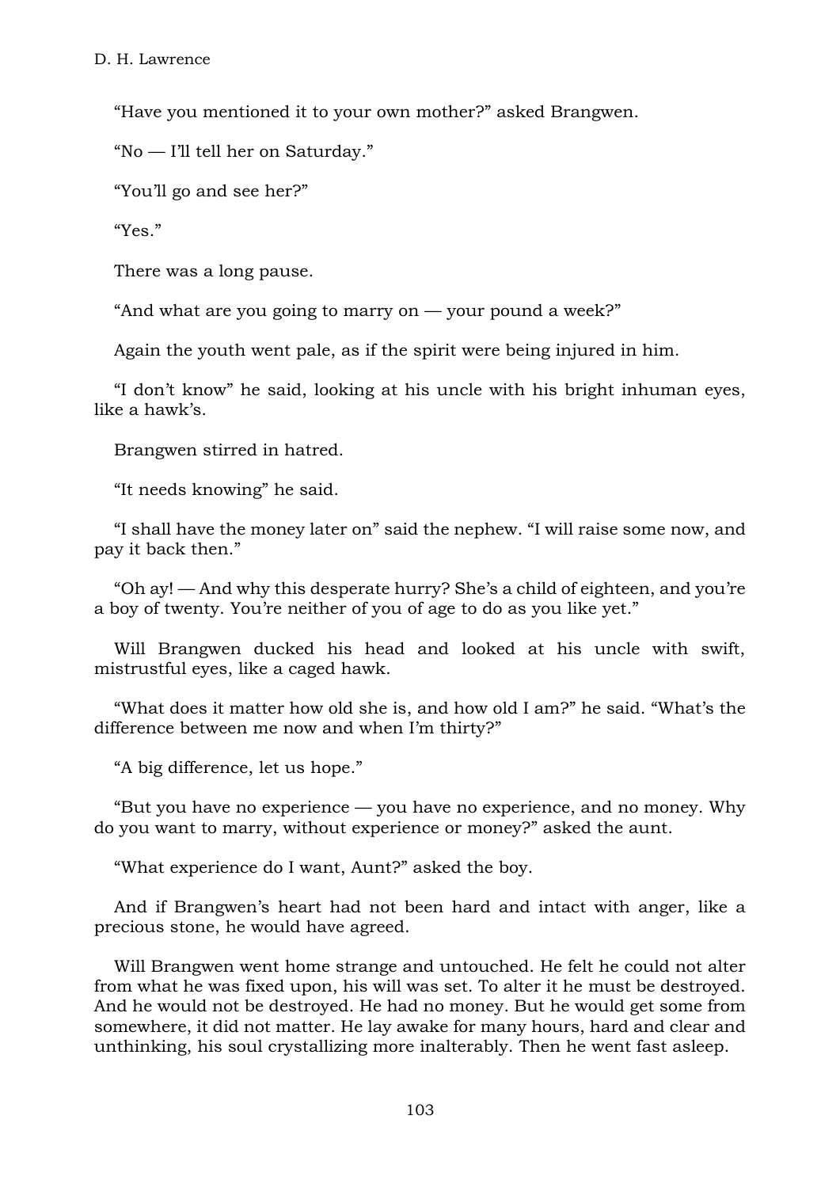"Have you mentioned it to your own mother?" asked Brangwen.

"No — I'll tell her on Saturday."

"You'll go and see her?"

"Yes."

There was a long pause.

"And what are you going to marry on — your pound a week?"

Again the youth went pale, as if the spirit were being injured in him.

"I don't know" he said, looking at his uncle with his bright inhuman eyes, like a hawk's.

Brangwen stirred in hatred.

"It needs knowing" he said.

"I shall have the money later on" said the nephew. "I will raise some now, and pay it back then."

"Oh ay! — And why this desperate hurry? She's a child of eighteen, and you're a boy of twenty. You're neither of you of age to do as you like yet."

Will Brangwen ducked his head and looked at his uncle with swift, mistrustful eyes, like a caged hawk.

"What does it matter how old she is, and how old I am?" he said. "What's the difference between me now and when I'm thirty?"

"A big difference, let us hope."

"But you have no experience — you have no experience, and no money. Why do you want to marry, without experience or money?" asked the aunt.

"What experience do I want, Aunt?" asked the boy.

And if Brangwen's heart had not been hard and intact with anger, like a precious stone, he would have agreed.

Will Brangwen went home strange and untouched. He felt he could not alter from what he was fixed upon, his will was set. To alter it he must be destroyed. And he would not be destroyed. He had no money. But he would get some from somewhere, it did not matter. He lay awake for many hours, hard and clear and unthinking, his soul crystallizing more inalterably. Then he went fast asleep.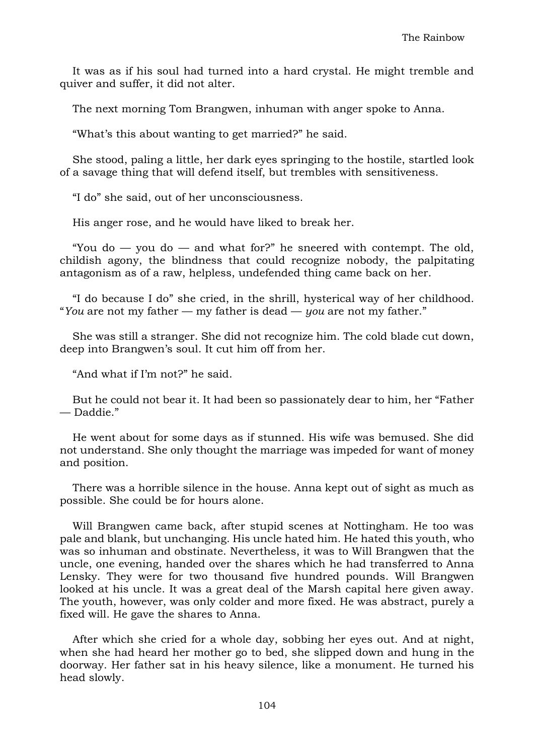It was as if his soul had turned into a hard crystal. He might tremble and quiver and suffer, it did not alter.

The next morning Tom Brangwen, inhuman with anger spoke to Anna.

"What's this about wanting to get married?" he said.

She stood, paling a little, her dark eyes springing to the hostile, startled look of a savage thing that will defend itself, but trembles with sensitiveness.

"I do" she said, out of her unconsciousness.

His anger rose, and he would have liked to break her.

"You do — you do — and what for?" he sneered with contempt. The old, childish agony, the blindness that could recognize nobody, the palpitating antagonism as of a raw, helpless, undefended thing came back on her.

"I do because I do" she cried, in the shrill, hysterical way of her childhood. "*You* are not my father — my father is dead — *you* are not my father."

She was still a stranger. She did not recognize him. The cold blade cut down, deep into Brangwen's soul. It cut him off from her.

"And what if I'm not?" he said.

But he could not bear it. It had been so passionately dear to him, her "Father — Daddie."

He went about for some days as if stunned. His wife was bemused. She did not understand. She only thought the marriage was impeded for want of money and position.

There was a horrible silence in the house. Anna kept out of sight as much as possible. She could be for hours alone.

Will Brangwen came back, after stupid scenes at Nottingham. He too was pale and blank, but unchanging. His uncle hated him. He hated this youth, who was so inhuman and obstinate. Nevertheless, it was to Will Brangwen that the uncle, one evening, handed over the shares which he had transferred to Anna Lensky. They were for two thousand five hundred pounds. Will Brangwen looked at his uncle. It was a great deal of the Marsh capital here given away. The youth, however, was only colder and more fixed. He was abstract, purely a fixed will. He gave the shares to Anna.

After which she cried for a whole day, sobbing her eyes out. And at night, when she had heard her mother go to bed, she slipped down and hung in the doorway. Her father sat in his heavy silence, like a monument. He turned his head slowly.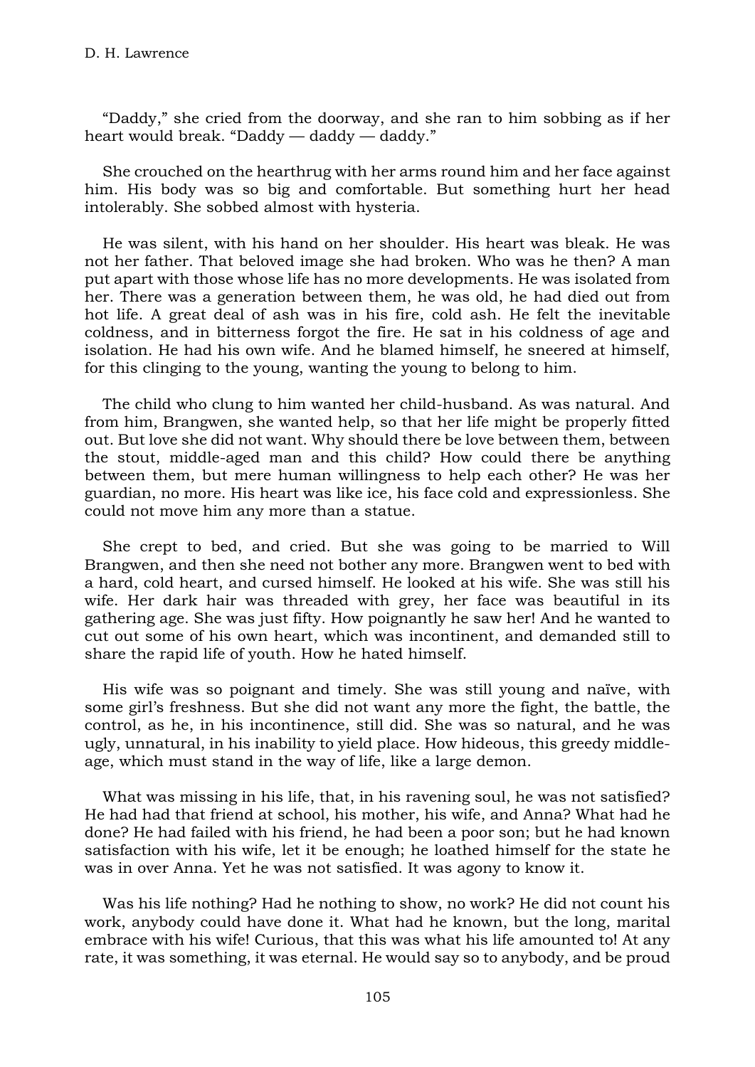"Daddy," she cried from the doorway, and she ran to him sobbing as if her heart would break. "Daddy — daddy — daddy."

She crouched on the hearthrug with her arms round him and her face against him. His body was so big and comfortable. But something hurt her head intolerably. She sobbed almost with hysteria.

He was silent, with his hand on her shoulder. His heart was bleak. He was not her father. That beloved image she had broken. Who was he then? A man put apart with those whose life has no more developments. He was isolated from her. There was a generation between them, he was old, he had died out from hot life. A great deal of ash was in his fire, cold ash. He felt the inevitable coldness, and in bitterness forgot the fire. He sat in his coldness of age and isolation. He had his own wife. And he blamed himself, he sneered at himself, for this clinging to the young, wanting the young to belong to him.

The child who clung to him wanted her child-husband. As was natural. And from him, Brangwen, she wanted help, so that her life might be properly fitted out. But love she did not want. Why should there be love between them, between the stout, middle-aged man and this child? How could there be anything between them, but mere human willingness to help each other? He was her guardian, no more. His heart was like ice, his face cold and expressionless. She could not move him any more than a statue.

She crept to bed, and cried. But she was going to be married to Will Brangwen, and then she need not bother any more. Brangwen went to bed with a hard, cold heart, and cursed himself. He looked at his wife. She was still his wife. Her dark hair was threaded with grey, her face was beautiful in its gathering age. She was just fifty. How poignantly he saw her! And he wanted to cut out some of his own heart, which was incontinent, and demanded still to share the rapid life of youth. How he hated himself.

His wife was so poignant and timely. She was still young and naïve, with some girl's freshness. But she did not want any more the fight, the battle, the control, as he, in his incontinence, still did. She was so natural, and he was ugly, unnatural, in his inability to yield place. How hideous, this greedy middle-age, which must stand in the way of life, like a large demon.

What was missing in his life, that, in his ravening soul, he was not satisfied? He had had that friend at school, his mother, his wife, and Anna? What had he done? He had failed with his friend, he had been a poor son; but he had known satisfaction with his wife, let it be enough; he loathed himself for the state he was in over Anna. Yet he was not satisfied. It was agony to know it.

Was his life nothing? Had he nothing to show, no work? He did not count his work, anybody could have done it. What had he known, but the long, marital embrace with his wife! Curious, that this was what his life amounted to! At any rate, it was something, it was eternal. He would say so to anybody, and be proud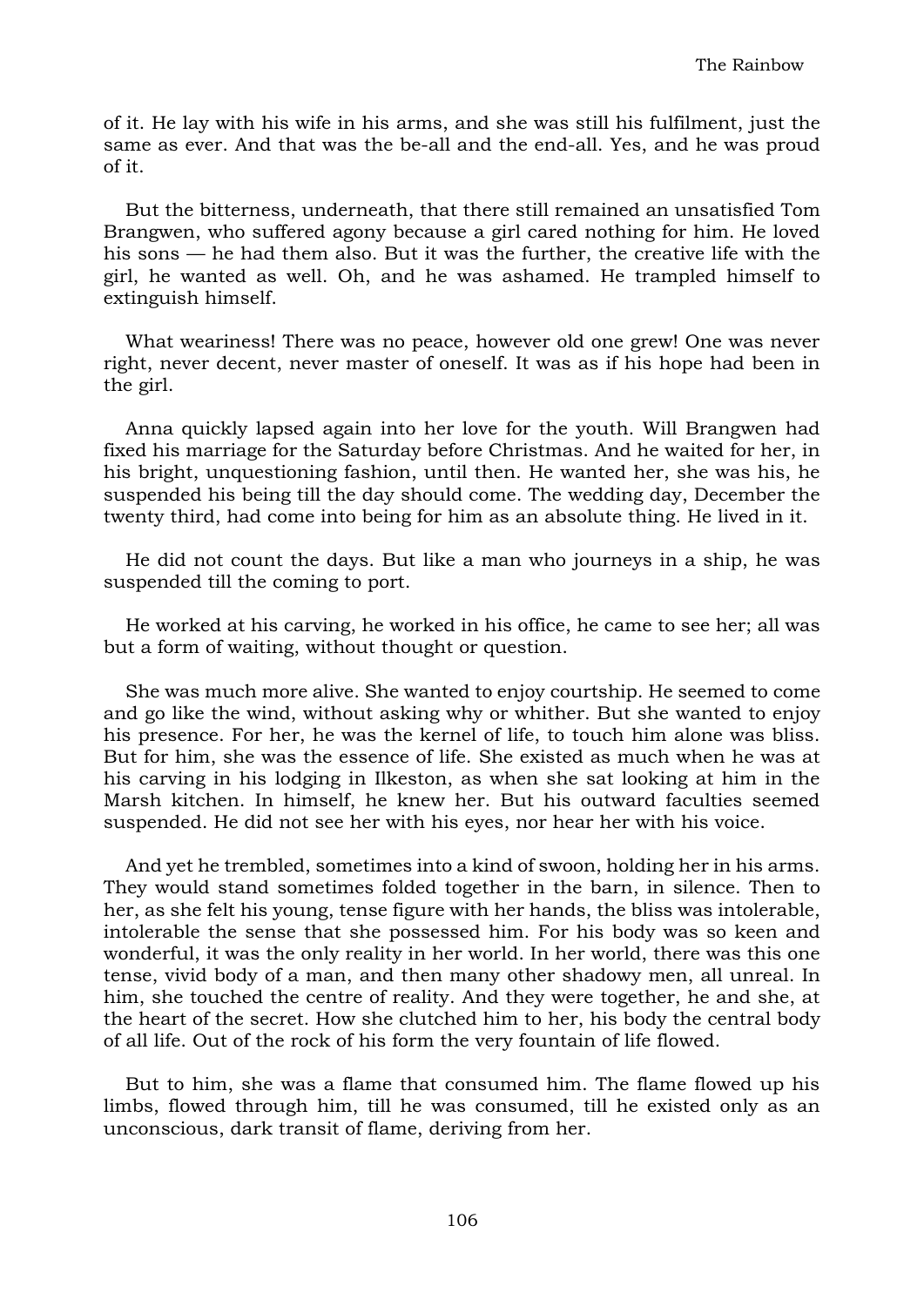of it. He lay with his wife in his arms, and she was still his fulfilment, just the same as ever. And that was the be-all and the end-all. Yes, and he was proud of it.

But the bitterness, underneath, that there still remained an unsatisfied Tom Brangwen, who suffered agony because a girl cared nothing for him. He loved his sons — he had them also. But it was the further, the creative life with the girl, he wanted as well. Oh, and he was ashamed. He trampled himself to extinguish himself.

What weariness! There was no peace, however old one grew! One was never right, never decent, never master of oneself. It was as if his hope had been in the girl.

Anna quickly lapsed again into her love for the youth. Will Brangwen had fixed his marriage for the Saturday before Christmas. And he waited for her, in his bright, unquestioning fashion, until then. He wanted her, she was his, he suspended his being till the day should come. The wedding day, December the twenty third, had come into being for him as an absolute thing. He lived in it.

He did not count the days. But like a man who journeys in a ship, he was suspended till the coming to port.

He worked at his carving, he worked in his office, he came to see her; all was but a form of waiting, without thought or question.

She was much more alive. She wanted to enjoy courtship. He seemed to come and go like the wind, without asking why or whither. But she wanted to enjoy his presence. For her, he was the kernel of life, to touch him alone was bliss. But for him, she was the essence of life. She existed as much when he was at his carving in his lodging in Ilkeston, as when she sat looking at him in the Marsh kitchen. In himself, he knew her. But his outward faculties seemed suspended. He did not see her with his eyes, nor hear her with his voice.

And yet he trembled, sometimes into a kind of swoon, holding her in his arms. They would stand sometimes folded together in the barn, in silence. Then to her, as she felt his young, tense figure with her hands, the bliss was intolerable, intolerable the sense that she possessed him. For his body was so keen and wonderful, it was the only reality in her world. In her world, there was this one tense, vivid body of a man, and then many other shadowy men, all unreal. In him, she touched the centre of reality. And they were together, he and she, at the heart of the secret. How she clutched him to her, his body the central body of all life. Out of the rock of his form the very fountain of life flowed.

But to him, she was a flame that consumed him. The flame flowed up his limbs, flowed through him, till he was consumed, till he existed only as an unconscious, dark transit of flame, deriving from her.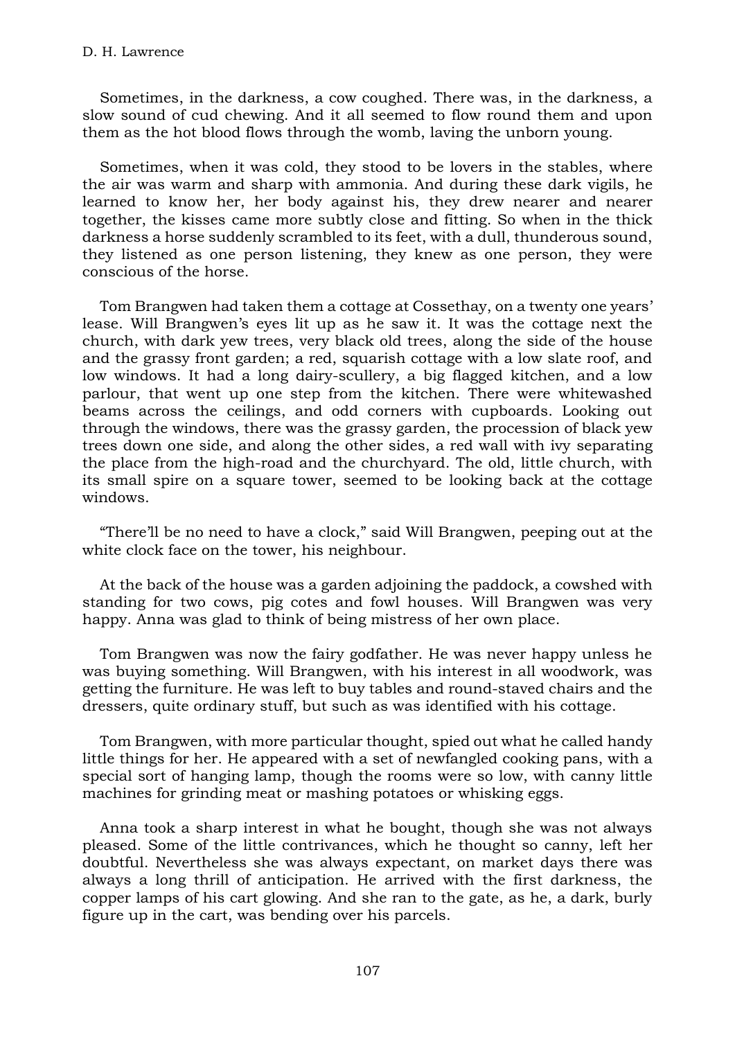Sometimes, in the darkness, a cow coughed. There was, in the darkness, a slow sound of cud chewing. And it all seemed to flow round them and upon them as the hot blood flows through the womb, laving the unborn young.

Sometimes, when it was cold, they stood to be lovers in the stables, where the air was warm and sharp with ammonia. And during these dark vigils, he learned to know her, her body against his, they drew nearer and nearer together, the kisses came more subtly close and fitting. So when in the thick darkness a horse suddenly scrambled to its feet, with a dull, thunderous sound, they listened as one person listening, they knew as one person, they were conscious of the horse.

Tom Brangwen had taken them a cottage at Cossethay, on a twenty one years' lease. Will Brangwen's eyes lit up as he saw it. It was the cottage next the church, with dark yew trees, very black old trees, along the side of the house and the grassy front garden; a red, squarish cottage with a low slate roof, and low windows. It had a long dairy-scullery, a big flagged kitchen, and a low parlour, that went up one step from the kitchen. There were whitewashed beams across the ceilings, and odd corners with cupboards. Looking out through the windows, there was the grassy garden, the procession of black yew trees down one side, and along the other sides, a red wall with ivy separating the place from the high-road and the churchyard. The old, little church, with its small spire on a square tower, seemed to be looking back at the cottage windows.

"There'll be no need to have a clock," said Will Brangwen, peeping out at the white clock face on the tower, his neighbour.

At the back of the house was a garden adjoining the paddock, a cowshed with standing for two cows, pig cotes and fowl houses. Will Brangwen was very happy. Anna was glad to think of being mistress of her own place.

Tom Brangwen was now the fairy godfather. He was never happy unless he was buying something. Will Brangwen, with his interest in all woodwork, was getting the furniture. He was left to buy tables and round-staved chairs and the dressers, quite ordinary stuff, but such as was identified with his cottage.

Tom Brangwen, with more particular thought, spied out what he called handy little things for her. He appeared with a set of newfangled cooking pans, with a special sort of hanging lamp, though the rooms were so low, with canny little machines for grinding meat or mashing potatoes or whisking eggs.

Anna took a sharp interest in what he bought, though she was not always pleased. Some of the little contrivances, which he thought so canny, left her doubtful. Nevertheless she was always expectant, on market days there was always a long thrill of anticipation. He arrived with the first darkness, the copper lamps of his cart glowing. And she ran to the gate, as he, a dark, burly figure up in the cart, was bending over his parcels.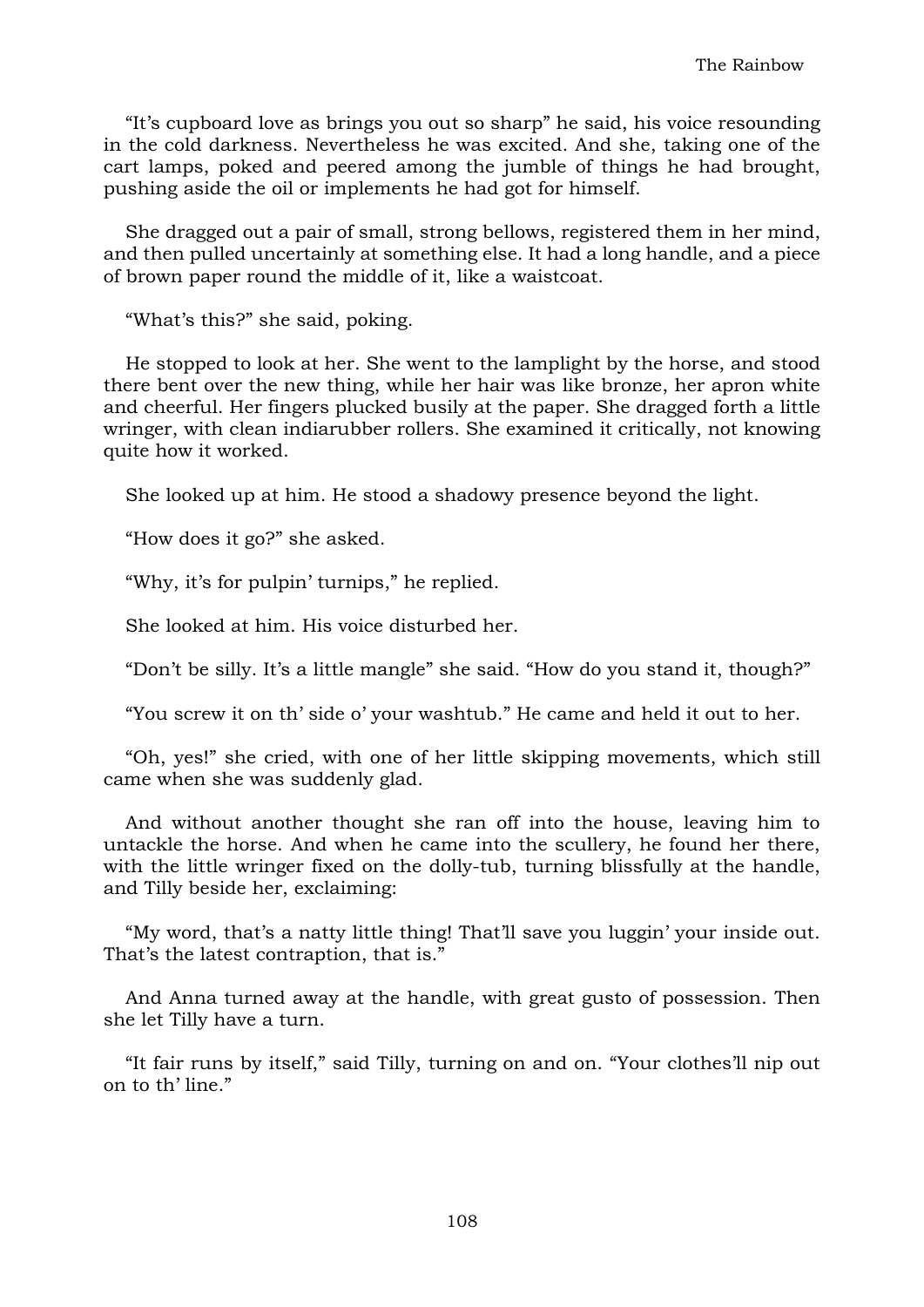"It's cupboard love as brings you out so sharp" he said, his voice resounding in the cold darkness. Nevertheless he was excited. And she, taking one of the cart lamps, poked and peered among the jumble of things he had brought, pushing aside the oil or implements he had got for himself.

She dragged out a pair of small, strong bellows, registered them in her mind, and then pulled uncertainly at something else. It had a long handle, and a piece of brown paper round the middle of it, like a waistcoat.

"What's this?" she said, poking.

He stopped to look at her. She went to the lamplight by the horse, and stood there bent over the new thing, while her hair was like bronze, her apron white and cheerful. Her fingers plucked busily at the paper. She dragged forth a little wringer, with clean indiarubber rollers. She examined it critically, not knowing quite how it worked.

She looked up at him. He stood a shadowy presence beyond the light.

"How does it go?" she asked.

"Why, it's for pulpin' turnips," he replied.

She looked at him. His voice disturbed her.

"Don't be silly. It's a little mangle" she said. "How do you stand it, though?"

"You screw it on th' side o' your washtub." He came and held it out to her.

"Oh, yes!" she cried, with one of her little skipping movements, which still came when she was suddenly glad.

And without another thought she ran off into the house, leaving him to untackle the horse. And when he came into the scullery, he found her there, with the little wringer fixed on the dolly-tub, turning blissfully at the handle, and Tilly beside her, exclaiming:

"My word, that's a natty little thing! That'll save you luggin' your inside out. That's the latest contraption, that is."

And Anna turned away at the handle, with great gusto of possession. Then she let Tilly have a turn.

"It fair runs by itself," said Tilly, turning on and on. "Your clothes'll nip out on to th' line."